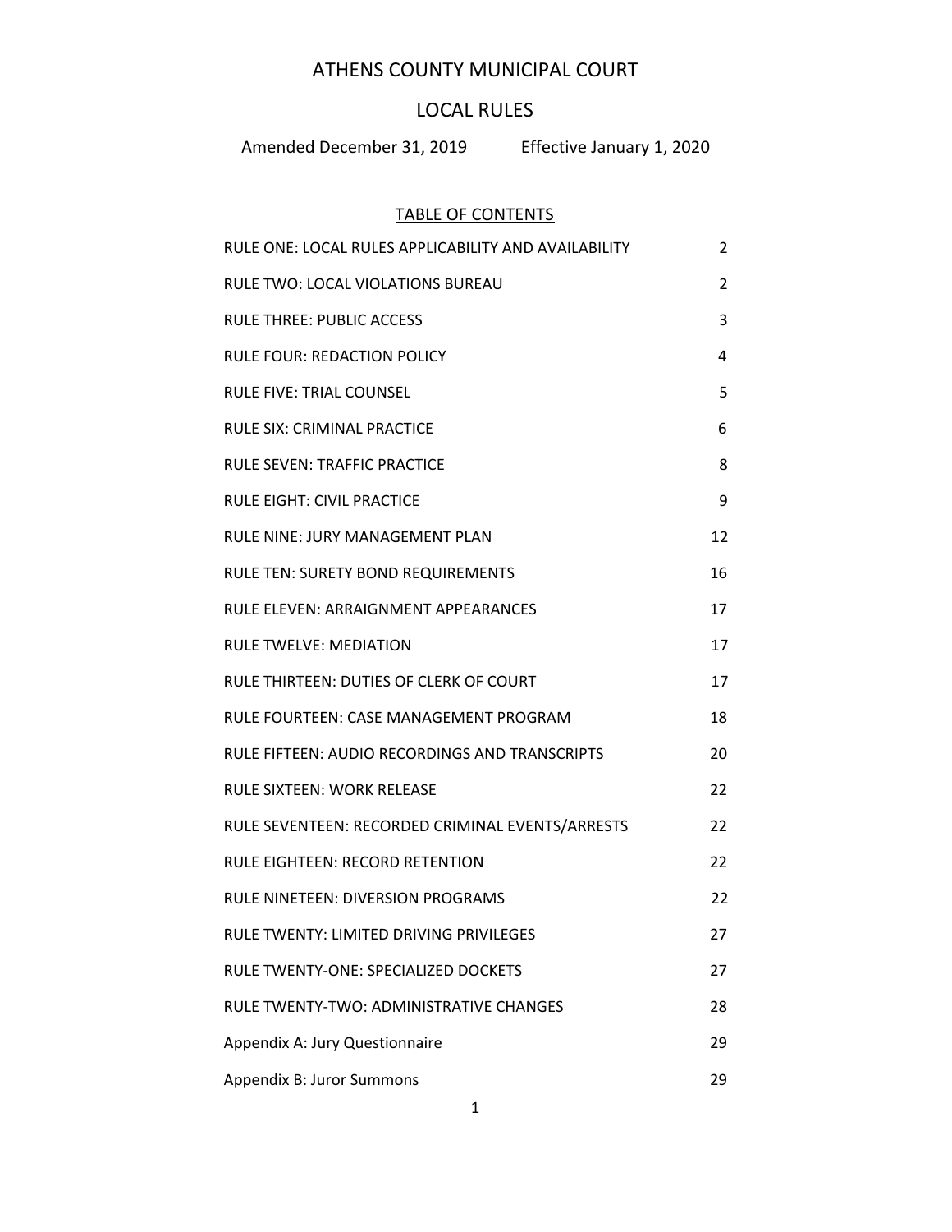# ATHENS COUNTY MUNICIPAL COURT

## LOCAL RULES

Amended December 31, 2019 Effective January 1, 2020

### TABLE OF CONTENTS

| | |
|---|---|
| RULE ONE: LOCAL RULES APPLICABILITY AND AVAILABILITY | 2 |
| RULE TWO: LOCAL VIOLATIONS BUREAU | 2 |
| RULE THREE: PUBLIC ACCESS | 3 |
| RULE FOUR: REDACTION POLICY | 4 |
| RULE FIVE: TRIAL COUNSEL | 5 |
| RULE SIX: CRIMINAL PRACTICE | 6 |
| RULE SEVEN: TRAFFIC PRACTICE | 8 |
| RULE EIGHT: CIVIL PRACTICE | 9 |
| RULE NINE: JURY MANAGEMENT PLAN | 12 |
| RULE TEN: SURETY BOND REQUIREMENTS | 16 |
| RULE ELEVEN: ARRAIGNMENT APPEARANCES | 17 |
| RULE TWELVE: MEDIATION | 17 |
| RULE THIRTEEN: DUTIES OF CLERK OF COURT | 17 |
| RULE FOURTEEN: CASE MANAGEMENT PROGRAM | 18 |
| RULE FIFTEEN: AUDIO RECORDINGS AND TRANSCRIPTS | 20 |
| RULE SIXTEEN: WORK RELEASE | 22 |
| RULE SEVENTEEN: RECORDED CRIMINAL EVENTS/ARRESTS | 22 |
| RULE EIGHTEEN: RECORD RETENTION | 22 |
| RULE NINETEEN: DIVERSION PROGRAMS | 22 |
| RULE TWENTY: LIMITED DRIVING PRIVILEGES | 27 |
| RULE TWENTY-ONE: SPECIALIZED DOCKETS | 27 |
| RULE TWENTY-TWO: ADMINISTRATIVE CHANGES | 28 |
| Appendix A: Jury Questionnaire | 29 |
| Appendix B: Juror Summons | 29 |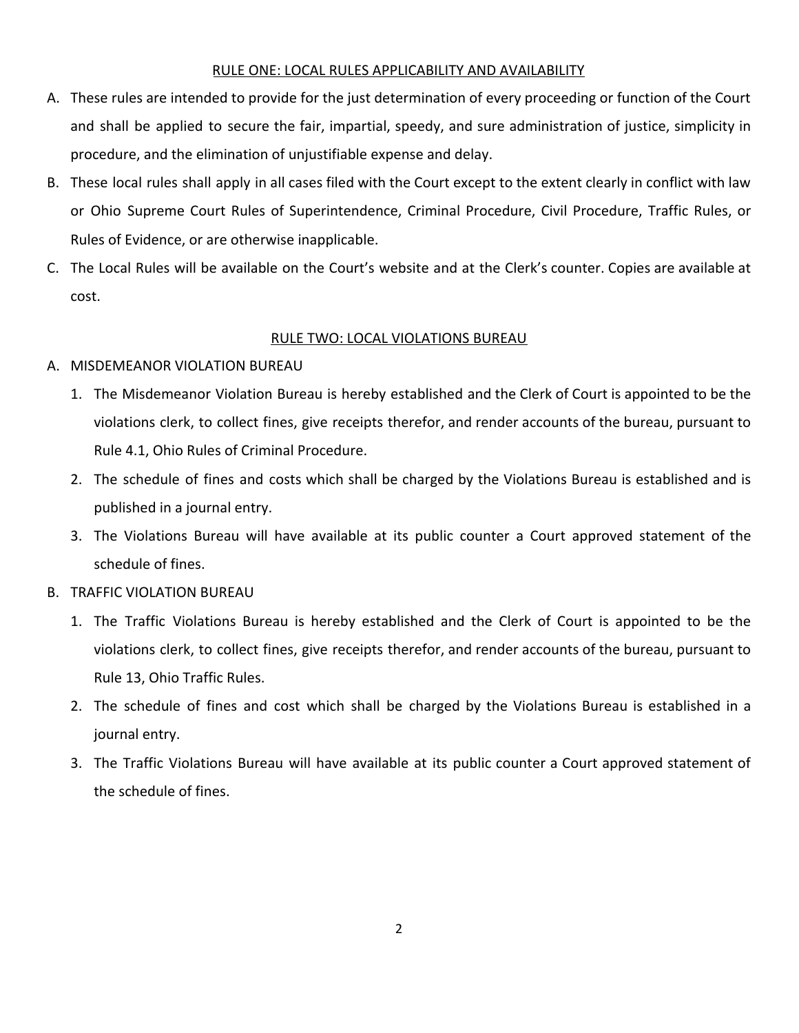## RULE ONE: LOCAL RULES APPLICABILITY AND AVAILABILITY

A. These rules are intended to provide for the just determination of every proceeding or function of the Court and shall be applied to secure the fair, impartial, speedy, and sure administration of justice, simplicity in procedure, and the elimination of unjustifiable expense and delay.

B. These local rules shall apply in all cases filed with the Court except to the extent clearly in conflict with law or Ohio Supreme Court Rules of Superintendence, Criminal Procedure, Civil Procedure, Traffic Rules, or Rules of Evidence, or are otherwise inapplicable.

C. The Local Rules will be available on the Court's website and at the Clerk's counter. Copies are available at cost.

## RULE TWO: LOCAL VIOLATIONS BUREAU

A. MISDEMEANOR VIOLATION BUREAU

1. The Misdemeanor Violation Bureau is hereby established and the Clerk of Court is appointed to be the violations clerk, to collect fines, give receipts therefor, and render accounts of the bureau, pursuant to Rule 4.1, Ohio Rules of Criminal Procedure.
2. The schedule of fines and costs which shall be charged by the Violations Bureau is established and is published in a journal entry.
3. The Violations Bureau will have available at its public counter a Court approved statement of the schedule of fines.

B. TRAFFIC VIOLATION BUREAU

1. The Traffic Violations Bureau is hereby established and the Clerk of Court is appointed to be the violations clerk, to collect fines, give receipts therefor, and render accounts of the bureau, pursuant to Rule 13, Ohio Traffic Rules.
2. The schedule of fines and cost which shall be charged by the Violations Bureau is established in a journal entry.
3. The Traffic Violations Bureau will have available at its public counter a Court approved statement of the schedule of fines.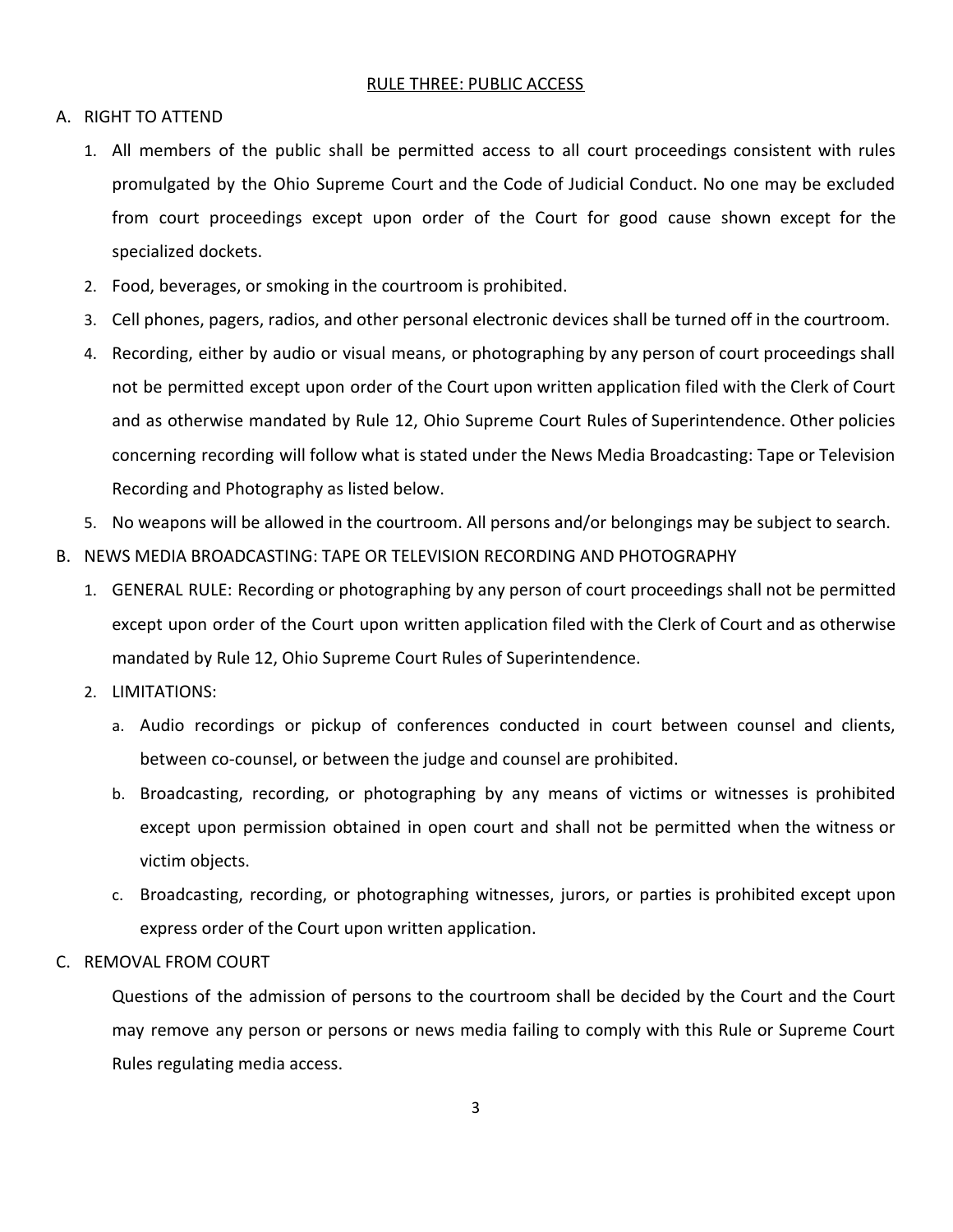## RULE THREE: PUBLIC ACCESS

A. RIGHT TO ATTEND

1. All members of the public shall be permitted access to all court proceedings consistent with rules promulgated by the Ohio Supreme Court and the Code of Judicial Conduct. No one may be excluded from court proceedings except upon order of the Court for good cause shown except for the specialized dockets.
2. Food, beverages, or smoking in the courtroom is prohibited.
3. Cell phones, pagers, radios, and other personal electronic devices shall be turned off in the courtroom.
4. Recording, either by audio or visual means, or photographing by any person of court proceedings shall not be permitted except upon order of the Court upon written application filed with the Clerk of Court and as otherwise mandated by Rule 12, Ohio Supreme Court Rules of Superintendence. Other policies concerning recording will follow what is stated under the News Media Broadcasting: Tape or Television Recording and Photography as listed below.
5. No weapons will be allowed in the courtroom. All persons and/or belongings may be subject to search.

B. NEWS MEDIA BROADCASTING: TAPE OR TELEVISION RECORDING AND PHOTOGRAPHY

1. GENERAL RULE: Recording or photographing by any person of court proceedings shall not be permitted except upon order of the Court upon written application filed with the Clerk of Court and as otherwise mandated by Rule 12, Ohio Supreme Court Rules of Superintendence.
2. LIMITATIONS:
   a. Audio recordings or pickup of conferences conducted in court between counsel and clients, between co-counsel, or between the judge and counsel are prohibited.
   b. Broadcasting, recording, or photographing by any means of victims or witnesses is prohibited except upon permission obtained in open court and shall not be permitted when the witness or victim objects.
   c. Broadcasting, recording, or photographing witnesses, jurors, or parties is prohibited except upon express order of the Court upon written application.

C. REMOVAL FROM COURT

Questions of the admission of persons to the courtroom shall be decided by the Court and the Court may remove any person or persons or news media failing to comply with this Rule or Supreme Court Rules regulating media access.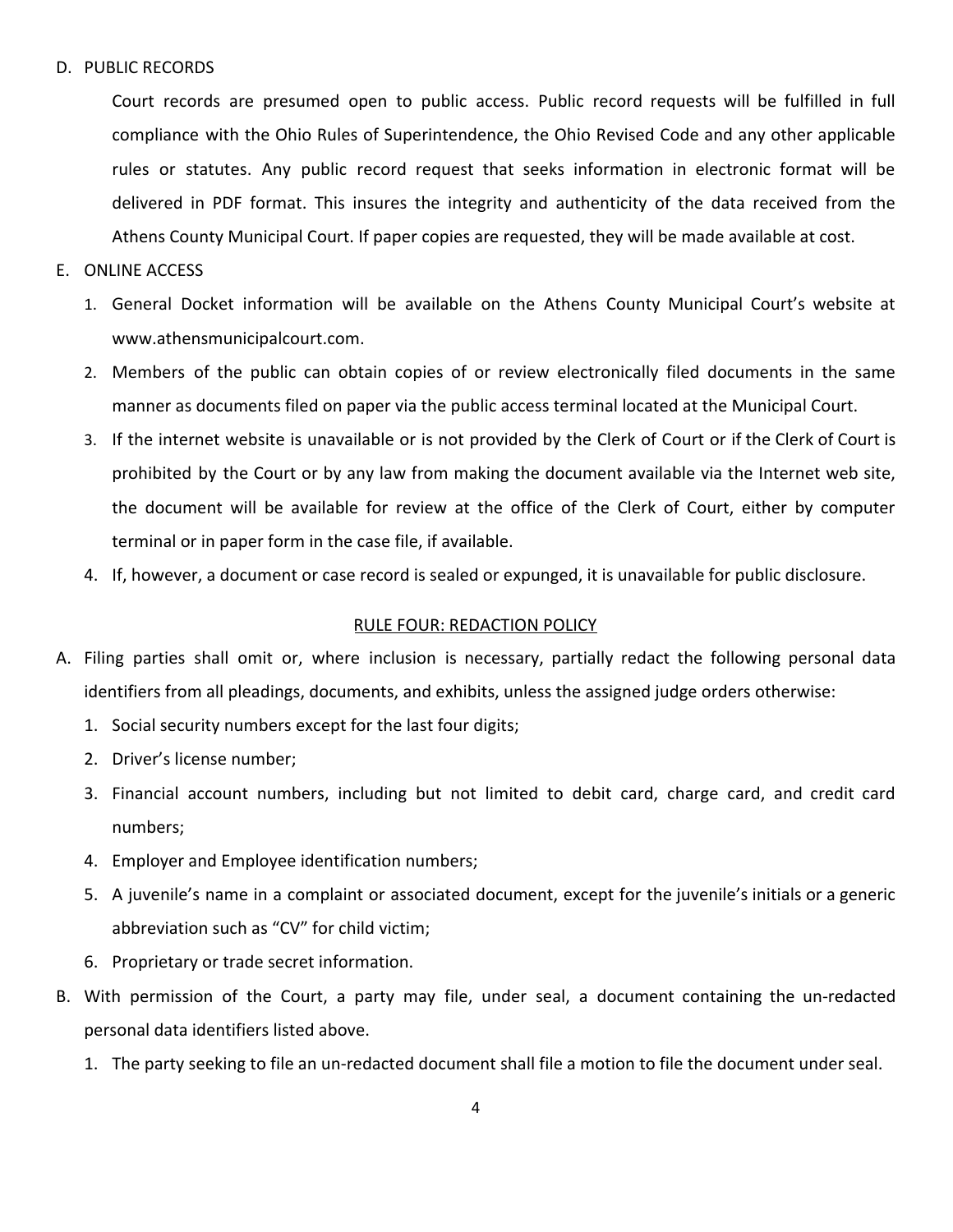D. PUBLIC RECORDS

Court records are presumed open to public access. Public record requests will be fulfilled in full compliance with the Ohio Rules of Superintendence, the Ohio Revised Code and any other applicable rules or statutes. Any public record request that seeks information in electronic format will be delivered in PDF format. This insures the integrity and authenticity of the data received from the Athens County Municipal Court. If paper copies are requested, they will be made available at cost.

E. ONLINE ACCESS

1. General Docket information will be available on the Athens County Municipal Court's website at www.athensmunicipalcourt.com.
2. Members of the public can obtain copies of or review electronically filed documents in the same manner as documents filed on paper via the public access terminal located at the Municipal Court.
3. If the internet website is unavailable or is not provided by the Clerk of Court or if the Clerk of Court is prohibited by the Court or by any law from making the document available via the Internet web site, the document will be available for review at the office of the Clerk of Court, either by computer terminal or in paper form in the case file, if available.
4. If, however, a document or case record is sealed or expunged, it is unavailable for public disclosure.

## RULE FOUR: REDACTION POLICY

A. Filing parties shall omit or, where inclusion is necessary, partially redact the following personal data identifiers from all pleadings, documents, and exhibits, unless the assigned judge orders otherwise:
   1. Social security numbers except for the last four digits;
   2. Driver's license number;
   3. Financial account numbers, including but not limited to debit card, charge card, and credit card numbers;
   4. Employer and Employee identification numbers;
   5. A juvenile's name in a complaint or associated document, except for the juvenile's initials or a generic abbreviation such as "CV" for child victim;
   6. Proprietary or trade secret information.

B. With permission of the Court, a party may file, under seal, a document containing the un-redacted personal data identifiers listed above.
   1. The party seeking to file an un-redacted document shall file a motion to file the document under seal.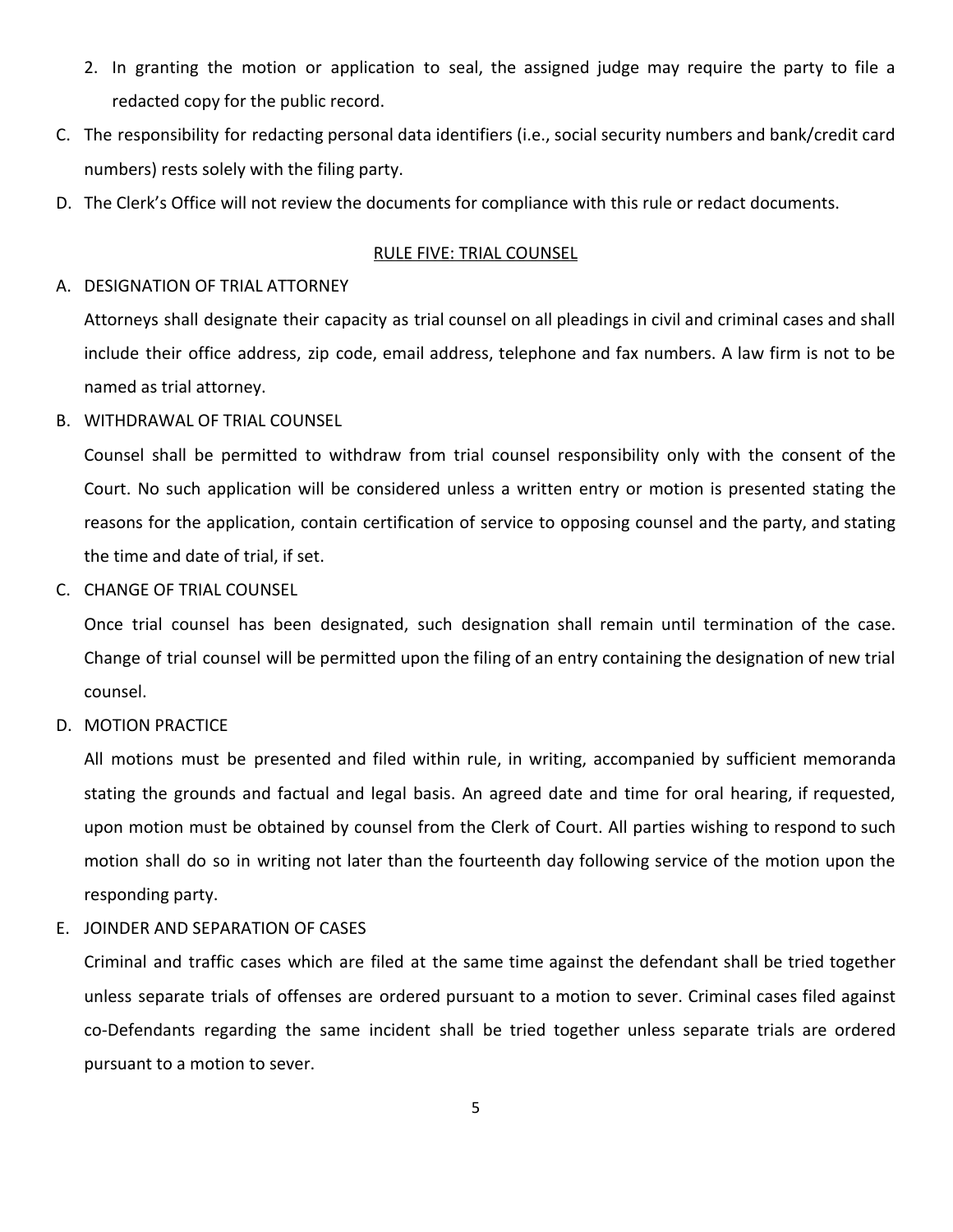2. In granting the motion or application to seal, the assigned judge may require the party to file a redacted copy for the public record.

C. The responsibility for redacting personal data identifiers (i.e., social security numbers and bank/credit card numbers) rests solely with the filing party.

D. The Clerk's Office will not review the documents for compliance with this rule or redact documents.

## RULE FIVE: TRIAL COUNSEL

A. DESIGNATION OF TRIAL ATTORNEY

Attorneys shall designate their capacity as trial counsel on all pleadings in civil and criminal cases and shall include their office address, zip code, email address, telephone and fax numbers. A law firm is not to be named as trial attorney.

B. WITHDRAWAL OF TRIAL COUNSEL

Counsel shall be permitted to withdraw from trial counsel responsibility only with the consent of the Court. No such application will be considered unless a written entry or motion is presented stating the reasons for the application, contain certification of service to opposing counsel and the party, and stating the time and date of trial, if set.

C. CHANGE OF TRIAL COUNSEL

Once trial counsel has been designated, such designation shall remain until termination of the case. Change of trial counsel will be permitted upon the filing of an entry containing the designation of new trial counsel.

D. MOTION PRACTICE

All motions must be presented and filed within rule, in writing, accompanied by sufficient memoranda stating the grounds and factual and legal basis. An agreed date and time for oral hearing, if requested, upon motion must be obtained by counsel from the Clerk of Court. All parties wishing to respond to such motion shall do so in writing not later than the fourteenth day following service of the motion upon the responding party.

E. JOINDER AND SEPARATION OF CASES

Criminal and traffic cases which are filed at the same time against the defendant shall be tried together unless separate trials of offenses are ordered pursuant to a motion to sever. Criminal cases filed against co-Defendants regarding the same incident shall be tried together unless separate trials are ordered pursuant to a motion to sever.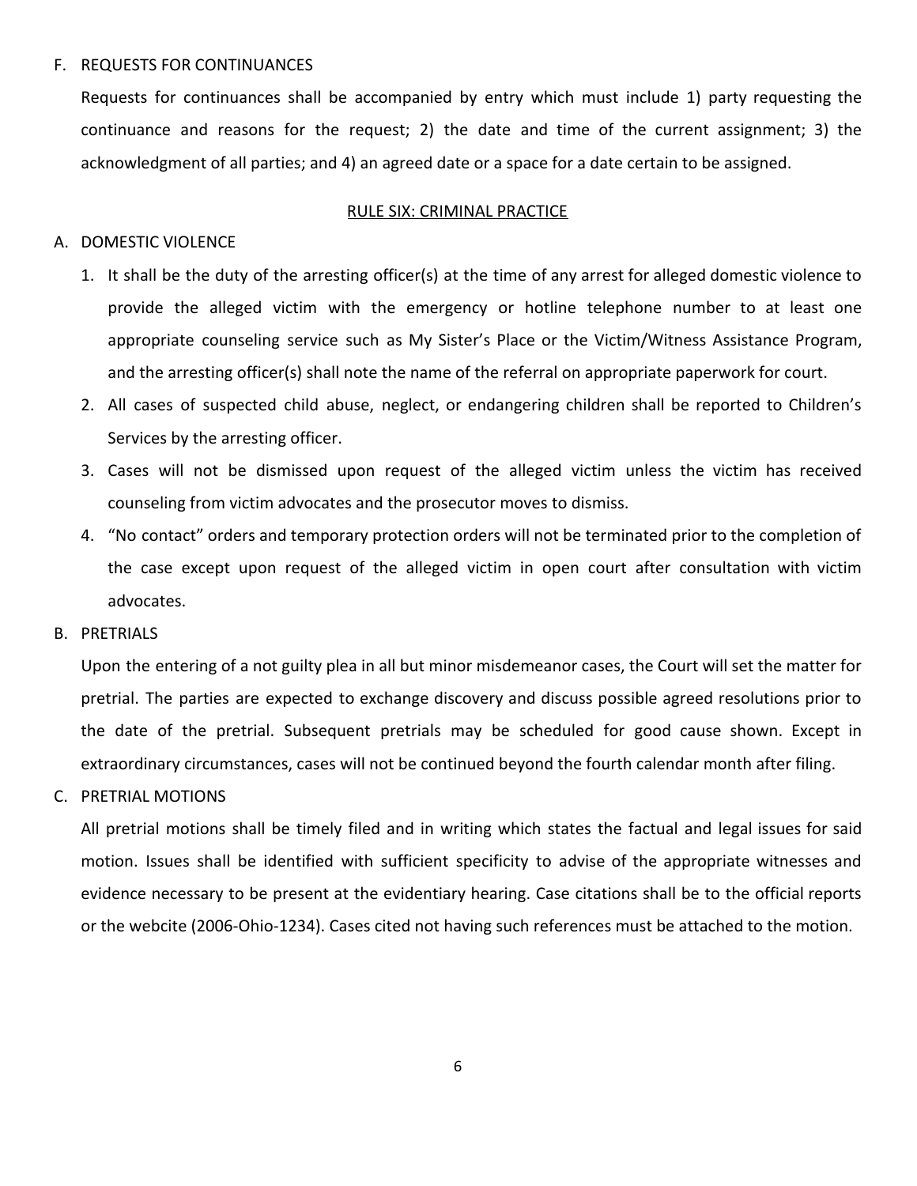F. REQUESTS FOR CONTINUANCES

Requests for continuances shall be accompanied by entry which must include 1) party requesting the continuance and reasons for the request; 2) the date and time of the current assignment; 3) the acknowledgment of all parties; and 4) an agreed date or a space for a date certain to be assigned.

## RULE SIX: CRIMINAL PRACTICE

A. DOMESTIC VIOLENCE

1. It shall be the duty of the arresting officer(s) at the time of any arrest for alleged domestic violence to provide the alleged victim with the emergency or hotline telephone number to at least one appropriate counseling service such as My Sister's Place or the Victim/Witness Assistance Program, and the arresting officer(s) shall note the name of the referral on appropriate paperwork for court.
2. All cases of suspected child abuse, neglect, or endangering children shall be reported to Children's Services by the arresting officer.
3. Cases will not be dismissed upon request of the alleged victim unless the victim has received counseling from victim advocates and the prosecutor moves to dismiss.
4. "No contact" orders and temporary protection orders will not be terminated prior to the completion of the case except upon request of the alleged victim in open court after consultation with victim advocates.

B. PRETRIALS

Upon the entering of a not guilty plea in all but minor misdemeanor cases, the Court will set the matter for pretrial. The parties are expected to exchange discovery and discuss possible agreed resolutions prior to the date of the pretrial. Subsequent pretrials may be scheduled for good cause shown. Except in extraordinary circumstances, cases will not be continued beyond the fourth calendar month after filing.

C. PRETRIAL MOTIONS

All pretrial motions shall be timely filed and in writing which states the factual and legal issues for said motion. Issues shall be identified with sufficient specificity to advise of the appropriate witnesses and evidence necessary to be present at the evidentiary hearing. Case citations shall be to the official reports or the webcite (2006-Ohio-1234). Cases cited not having such references must be attached to the motion.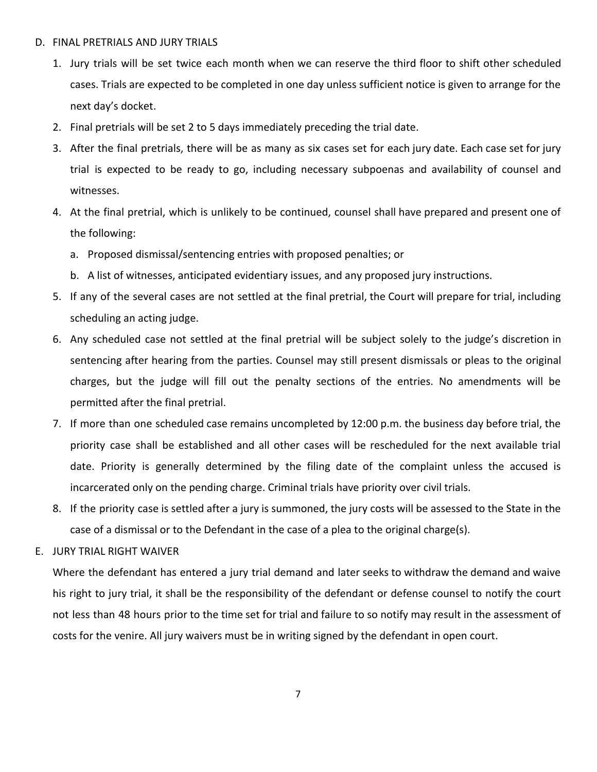## D. FINAL PRETRIALS AND JURY TRIALS

1. Jury trials will be set twice each month when we can reserve the third floor to shift other scheduled cases. Trials are expected to be completed in one day unless sufficient notice is given to arrange for the next day's docket.
2. Final pretrials will be set 2 to 5 days immediately preceding the trial date.
3. After the final pretrials, there will be as many as six cases set for each jury date. Each case set for jury trial is expected to be ready to go, including necessary subpoenas and availability of counsel and witnesses.
4. At the final pretrial, which is unlikely to be continued, counsel shall have prepared and present one of the following:
   a. Proposed dismissal/sentencing entries with proposed penalties; or
   b. A list of witnesses, anticipated evidentiary issues, and any proposed jury instructions.
5. If any of the several cases are not settled at the final pretrial, the Court will prepare for trial, including scheduling an acting judge.
6. Any scheduled case not settled at the final pretrial will be subject solely to the judge's discretion in sentencing after hearing from the parties. Counsel may still present dismissals or pleas to the original charges, but the judge will fill out the penalty sections of the entries. No amendments will be permitted after the final pretrial.
7. If more than one scheduled case remains uncompleted by 12:00 p.m. the business day before trial, the priority case shall be established and all other cases will be rescheduled for the next available trial date. Priority is generally determined by the filing date of the complaint unless the accused is incarcerated only on the pending charge. Criminal trials have priority over civil trials.
8. If the priority case is settled after a jury is summoned, the jury costs will be assessed to the State in the case of a dismissal or to the Defendant in the case of a plea to the original charge(s).

## E. JURY TRIAL RIGHT WAIVER

Where the defendant has entered a jury trial demand and later seeks to withdraw the demand and waive his right to jury trial, it shall be the responsibility of the defendant or defense counsel to notify the court not less than 48 hours prior to the time set for trial and failure to so notify may result in the assessment of costs for the venire. All jury waivers must be in writing signed by the defendant in open court.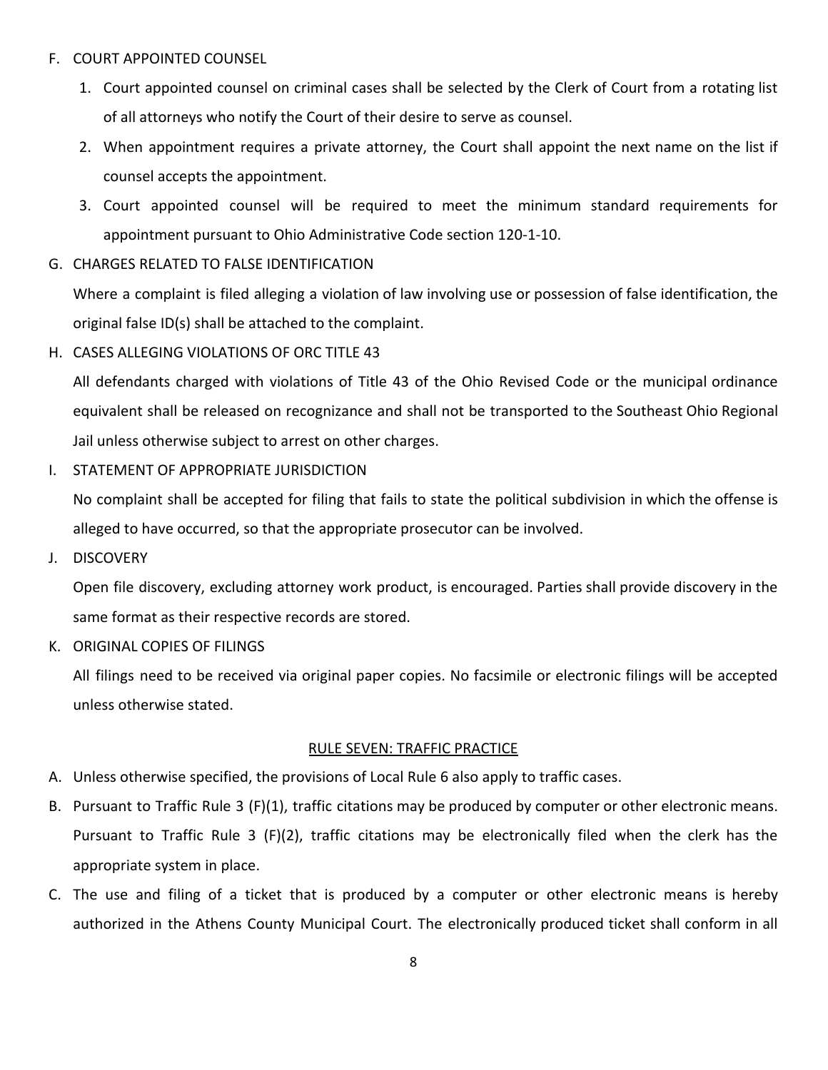F. COURT APPOINTED COUNSEL

   1. Court appointed counsel on criminal cases shall be selected by the Clerk of Court from a rotating list of all attorneys who notify the Court of their desire to serve as counsel.
   2. When appointment requires a private attorney, the Court shall appoint the next name on the list if counsel accepts the appointment.
   3. Court appointed counsel will be required to meet the minimum standard requirements for appointment pursuant to Ohio Administrative Code section 120-1-10.

G. CHARGES RELATED TO FALSE IDENTIFICATION

   Where a complaint is filed alleging a violation of law involving use or possession of false identification, the original false ID(s) shall be attached to the complaint.

H. CASES ALLEGING VIOLATIONS OF ORC TITLE 43

   All defendants charged with violations of Title 43 of the Ohio Revised Code or the municipal ordinance equivalent shall be released on recognizance and shall not be transported to the Southeast Ohio Regional Jail unless otherwise subject to arrest on other charges.

I. STATEMENT OF APPROPRIATE JURISDICTION

   No complaint shall be accepted for filing that fails to state the political subdivision in which the offense is alleged to have occurred, so that the appropriate prosecutor can be involved.

J. DISCOVERY

   Open file discovery, excluding attorney work product, is encouraged. Parties shall provide discovery in the same format as their respective records are stored.

K. ORIGINAL COPIES OF FILINGS

   All filings need to be received via original paper copies. No facsimile or electronic filings will be accepted unless otherwise stated.

## RULE SEVEN: TRAFFIC PRACTICE

A. Unless otherwise specified, the provisions of Local Rule 6 also apply to traffic cases.

B. Pursuant to Traffic Rule 3 (F)(1), traffic citations may be produced by computer or other electronic means. Pursuant to Traffic Rule 3 (F)(2), traffic citations may be electronically filed when the clerk has the appropriate system in place.

C. The use and filing of a ticket that is produced by a computer or other electronic means is hereby authorized in the Athens County Municipal Court. The electronically produced ticket shall conform in all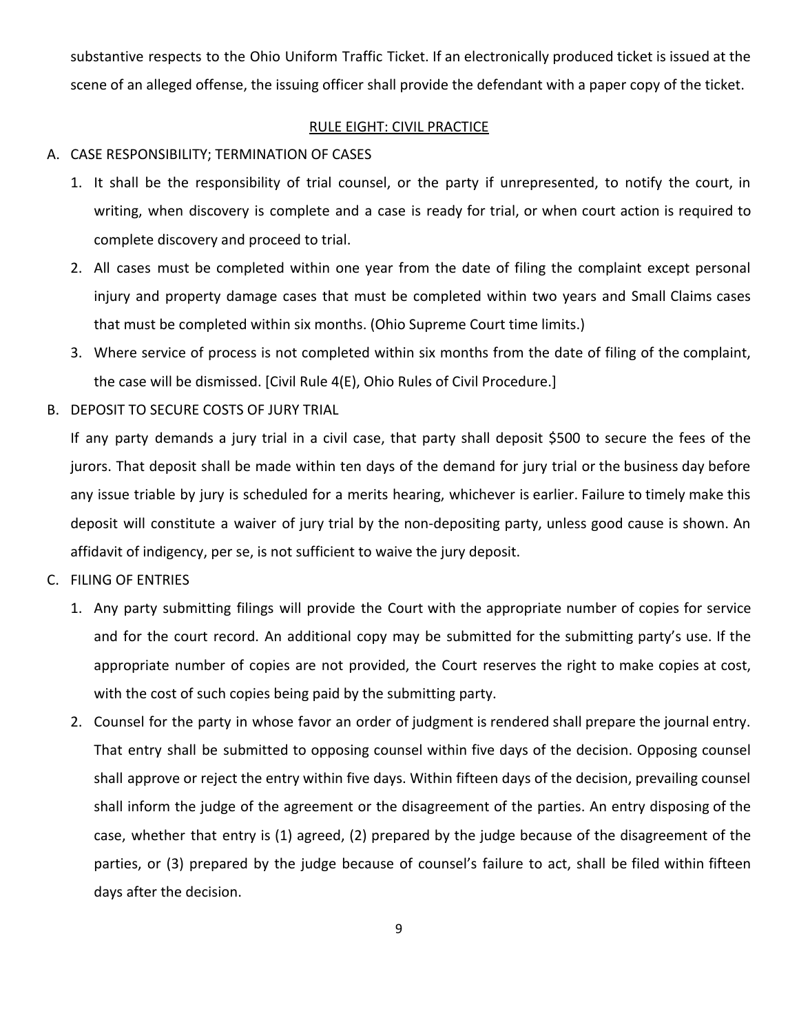substantive respects to the Ohio Uniform Traffic Ticket. If an electronically produced ticket is issued at the scene of an alleged offense, the issuing officer shall provide the defendant with a paper copy of the ticket.

## RULE EIGHT: CIVIL PRACTICE

A. CASE RESPONSIBILITY; TERMINATION OF CASES

1. It shall be the responsibility of trial counsel, or the party if unrepresented, to notify the court, in writing, when discovery is complete and a case is ready for trial, or when court action is required to complete discovery and proceed to trial.
2. All cases must be completed within one year from the date of filing the complaint except personal injury and property damage cases that must be completed within two years and Small Claims cases that must be completed within six months. (Ohio Supreme Court time limits.)
3. Where service of process is not completed within six months from the date of filing of the complaint, the case will be dismissed. [Civil Rule 4(E), Ohio Rules of Civil Procedure.]

B. DEPOSIT TO SECURE COSTS OF JURY TRIAL

If any party demands a jury trial in a civil case, that party shall deposit $500 to secure the fees of the jurors. That deposit shall be made within ten days of the demand for jury trial or the business day before any issue triable by jury is scheduled for a merits hearing, whichever is earlier. Failure to timely make this deposit will constitute a waiver of jury trial by the non-depositing party, unless good cause is shown. An affidavit of indigency, per se, is not sufficient to waive the jury deposit.

C. FILING OF ENTRIES

1. Any party submitting filings will provide the Court with the appropriate number of copies for service and for the court record. An additional copy may be submitted for the submitting party's use. If the appropriate number of copies are not provided, the Court reserves the right to make copies at cost, with the cost of such copies being paid by the submitting party.
2. Counsel for the party in whose favor an order of judgment is rendered shall prepare the journal entry. That entry shall be submitted to opposing counsel within five days of the decision. Opposing counsel shall approve or reject the entry within five days. Within fifteen days of the decision, prevailing counsel shall inform the judge of the agreement or the disagreement of the parties. An entry disposing of the case, whether that entry is (1) agreed, (2) prepared by the judge because of the disagreement of the parties, or (3) prepared by the judge because of counsel's failure to act, shall be filed within fifteen days after the decision.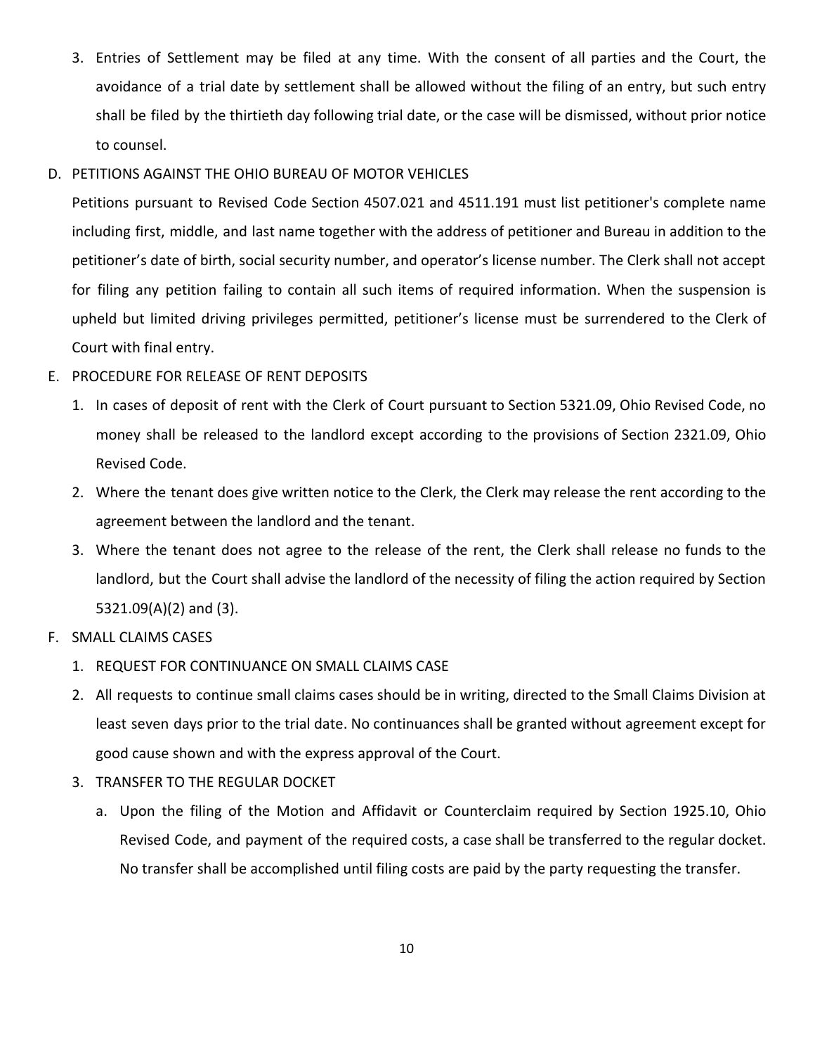3. Entries of Settlement may be filed at any time. With the consent of all parties and the Court, the avoidance of a trial date by settlement shall be allowed without the filing of an entry, but such entry shall be filed by the thirtieth day following trial date, or the case will be dismissed, without prior notice to counsel.

D. PETITIONS AGAINST THE OHIO BUREAU OF MOTOR VEHICLES

Petitions pursuant to Revised Code Section 4507.021 and 4511.191 must list petitioner's complete name including first, middle, and last name together with the address of petitioner and Bureau in addition to the petitioner's date of birth, social security number, and operator's license number. The Clerk shall not accept for filing any petition failing to contain all such items of required information. When the suspension is upheld but limited driving privileges permitted, petitioner's license must be surrendered to the Clerk of Court with final entry.

E. PROCEDURE FOR RELEASE OF RENT DEPOSITS

1. In cases of deposit of rent with the Clerk of Court pursuant to Section 5321.09, Ohio Revised Code, no money shall be released to the landlord except according to the provisions of Section 2321.09, Ohio Revised Code.
2. Where the tenant does give written notice to the Clerk, the Clerk may release the rent according to the agreement between the landlord and the tenant.
3. Where the tenant does not agree to the release of the rent, the Clerk shall release no funds to the landlord, but the Court shall advise the landlord of the necessity of filing the action required by Section 5321.09(A)(2) and (3).

F. SMALL CLAIMS CASES

1. REQUEST FOR CONTINUANCE ON SMALL CLAIMS CASE
2. All requests to continue small claims cases should be in writing, directed to the Small Claims Division at least seven days prior to the trial date. No continuances shall be granted without agreement except for good cause shown and with the express approval of the Court.
3. TRANSFER TO THE REGULAR DOCKET
   a. Upon the filing of the Motion and Affidavit or Counterclaim required by Section 1925.10, Ohio Revised Code, and payment of the required costs, a case shall be transferred to the regular docket. No transfer shall be accomplished until filing costs are paid by the party requesting the transfer.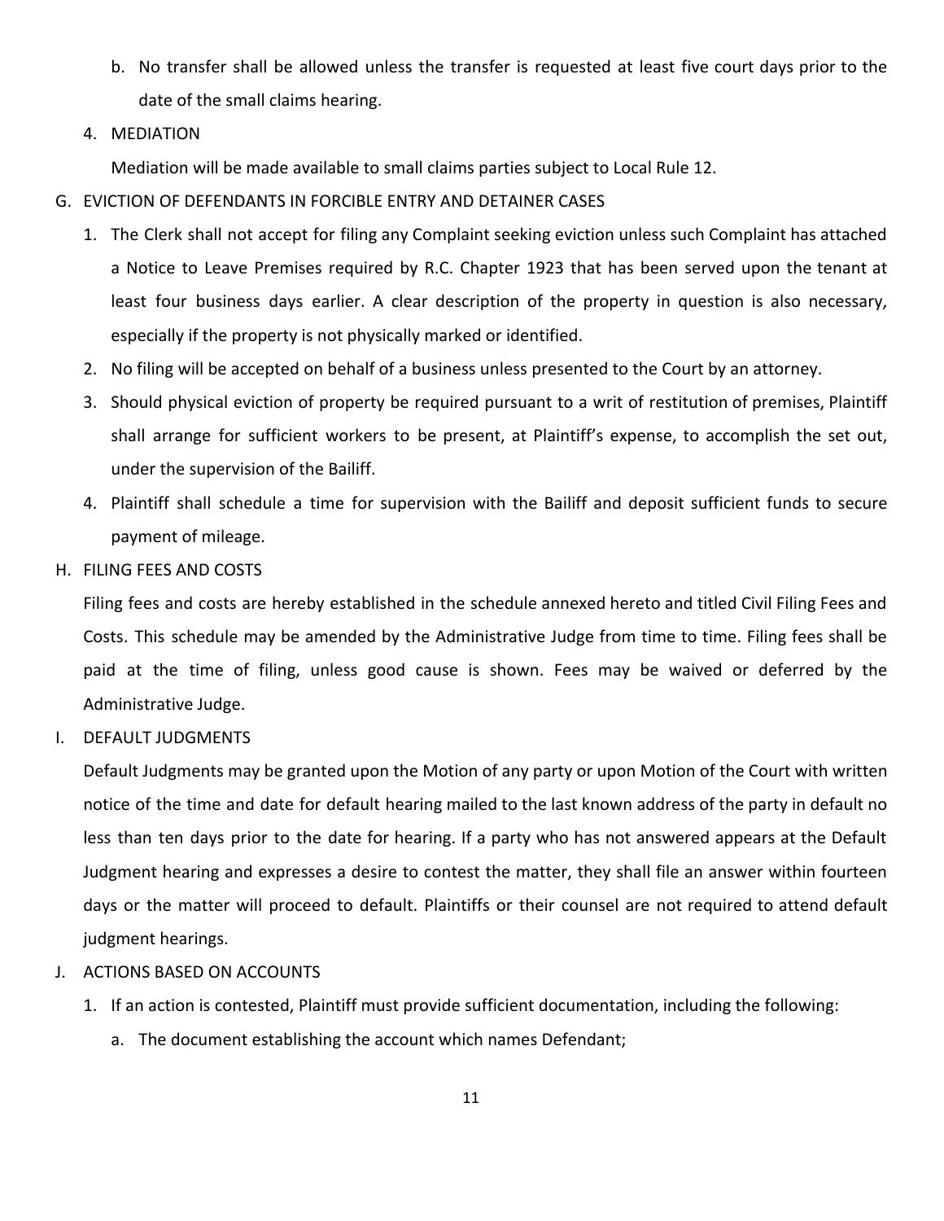b. No transfer shall be allowed unless the transfer is requested at least five court days prior to the date of the small claims hearing.

4. MEDIATION

   Mediation will be made available to small claims parties subject to Local Rule 12.

G. EVICTION OF DEFENDANTS IN FORCIBLE ENTRY AND DETAINER CASES

1. The Clerk shall not accept for filing any Complaint seeking eviction unless such Complaint has attached a Notice to Leave Premises required by R.C. Chapter 1923 that has been served upon the tenant at least four business days earlier. A clear description of the property in question is also necessary, especially if the property is not physically marked or identified.
2. No filing will be accepted on behalf of a business unless presented to the Court by an attorney.
3. Should physical eviction of property be required pursuant to a writ of restitution of premises, Plaintiff shall arrange for sufficient workers to be present, at Plaintiff's expense, to accomplish the set out, under the supervision of the Bailiff.
4. Plaintiff shall schedule a time for supervision with the Bailiff and deposit sufficient funds to secure payment of mileage.

H. FILING FEES AND COSTS

Filing fees and costs are hereby established in the schedule annexed hereto and titled Civil Filing Fees and Costs. This schedule may be amended by the Administrative Judge from time to time. Filing fees shall be paid at the time of filing, unless good cause is shown. Fees may be waived or deferred by the Administrative Judge.

I. DEFAULT JUDGMENTS

Default Judgments may be granted upon the Motion of any party or upon Motion of the Court with written notice of the time and date for default hearing mailed to the last known address of the party in default no less than ten days prior to the date for hearing. If a party who has not answered appears at the Default Judgment hearing and expresses a desire to contest the matter, they shall file an answer within fourteen days or the matter will proceed to default. Plaintiffs or their counsel are not required to attend default judgment hearings.

J. ACTIONS BASED ON ACCOUNTS

1. If an action is contested, Plaintiff must provide sufficient documentation, including the following:
   a. The document establishing the account which names Defendant;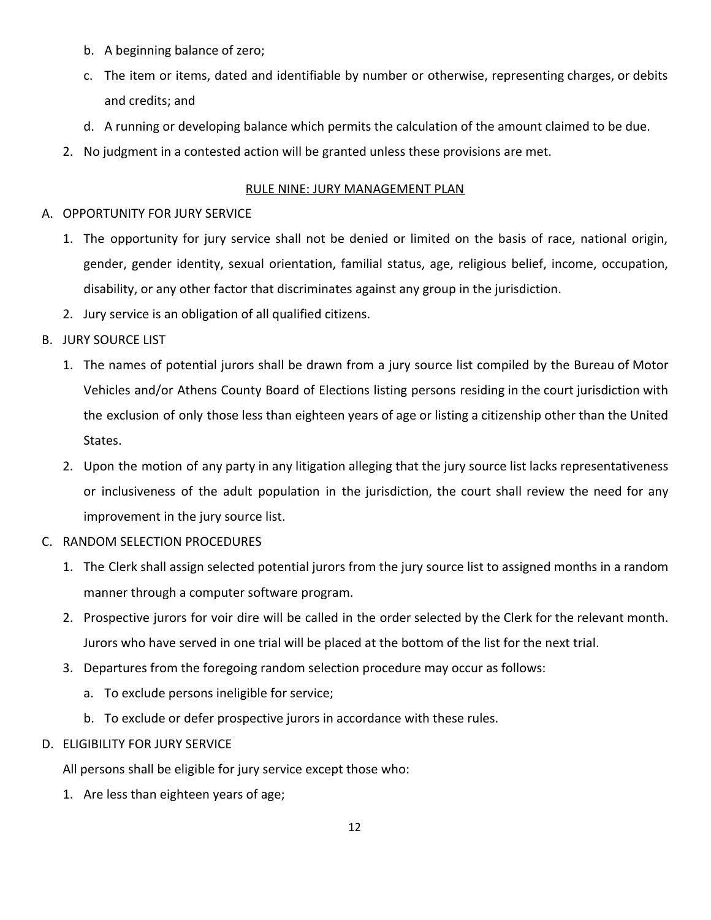b. A beginning balance of zero;
   c. The item or items, dated and identifiable by number or otherwise, representing charges, or debits and credits; and
   d. A running or developing balance which permits the calculation of the amount claimed to be due.
2. No judgment in a contested action will be granted unless these provisions are met.

## RULE NINE: JURY MANAGEMENT PLAN

A. OPPORTUNITY FOR JURY SERVICE
   1. The opportunity for jury service shall not be denied or limited on the basis of race, national origin, gender, gender identity, sexual orientation, familial status, age, religious belief, income, occupation, disability, or any other factor that discriminates against any group in the jurisdiction.
   2. Jury service is an obligation of all qualified citizens.

B. JURY SOURCE LIST
   1. The names of potential jurors shall be drawn from a jury source list compiled by the Bureau of Motor Vehicles and/or Athens County Board of Elections listing persons residing in the court jurisdiction with the exclusion of only those less than eighteen years of age or listing a citizenship other than the United States.
   2. Upon the motion of any party in any litigation alleging that the jury source list lacks representativeness or inclusiveness of the adult population in the jurisdiction, the court shall review the need for any improvement in the jury source list.

C. RANDOM SELECTION PROCEDURES
   1. The Clerk shall assign selected potential jurors from the jury source list to assigned months in a random manner through a computer software program.
   2. Prospective jurors for voir dire will be called in the order selected by the Clerk for the relevant month. Jurors who have served in one trial will be placed at the bottom of the list for the next trial.
   3. Departures from the foregoing random selection procedure may occur as follows:
      a. To exclude persons ineligible for service;
      b. To exclude or defer prospective jurors in accordance with these rules.

D. ELIGIBILITY FOR JURY SERVICE

   All persons shall be eligible for jury service except those who:
   1. Are less than eighteen years of age;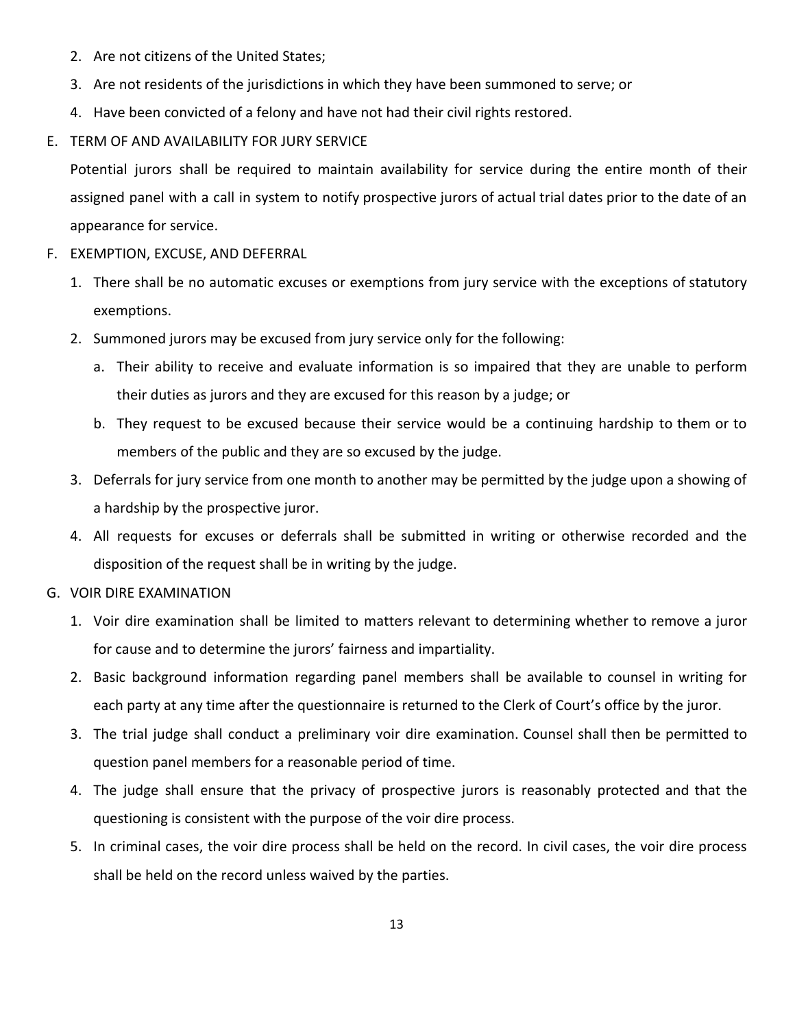2. Are not citizens of the United States;
3. Are not residents of the jurisdictions in which they have been summoned to serve; or
4. Have been convicted of a felony and have not had their civil rights restored.

E. TERM OF AND AVAILABILITY FOR JURY SERVICE

Potential jurors shall be required to maintain availability for service during the entire month of their assigned panel with a call in system to notify prospective jurors of actual trial dates prior to the date of an appearance for service.

F. EXEMPTION, EXCUSE, AND DEFERRAL

1. There shall be no automatic excuses or exemptions from jury service with the exceptions of statutory exemptions.
2. Summoned jurors may be excused from jury service only for the following:
   a. Their ability to receive and evaluate information is so impaired that they are unable to perform their duties as jurors and they are excused for this reason by a judge; or
   b. They request to be excused because their service would be a continuing hardship to them or to members of the public and they are so excused by the judge.
3. Deferrals for jury service from one month to another may be permitted by the judge upon a showing of a hardship by the prospective juror.
4. All requests for excuses or deferrals shall be submitted in writing or otherwise recorded and the disposition of the request shall be in writing by the judge.

G. VOIR DIRE EXAMINATION

1. Voir dire examination shall be limited to matters relevant to determining whether to remove a juror for cause and to determine the jurors' fairness and impartiality.
2. Basic background information regarding panel members shall be available to counsel in writing for each party at any time after the questionnaire is returned to the Clerk of Court's office by the juror.
3. The trial judge shall conduct a preliminary voir dire examination. Counsel shall then be permitted to question panel members for a reasonable period of time.
4. The judge shall ensure that the privacy of prospective jurors is reasonably protected and that the questioning is consistent with the purpose of the voir dire process.
5. In criminal cases, the voir dire process shall be held on the record. In civil cases, the voir dire process shall be held on the record unless waived by the parties.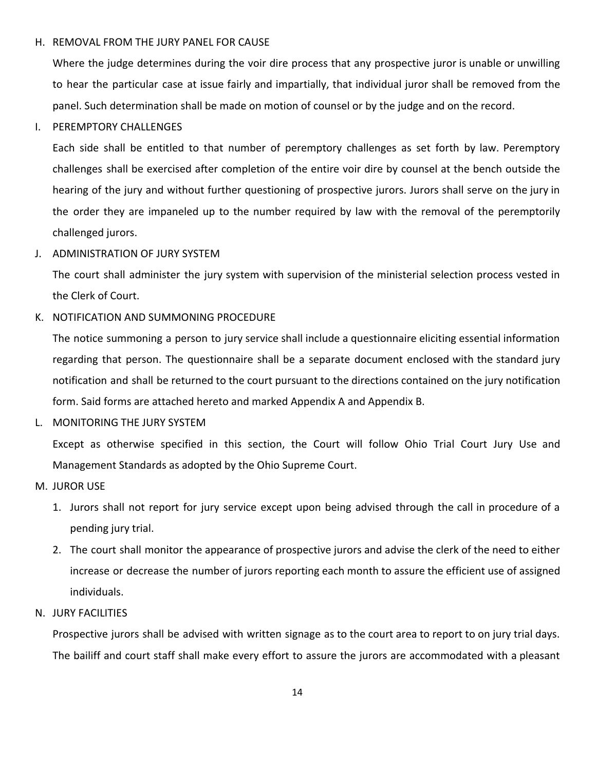H. REMOVAL FROM THE JURY PANEL FOR CAUSE

Where the judge determines during the voir dire process that any prospective juror is unable or unwilling to hear the particular case at issue fairly and impartially, that individual juror shall be removed from the panel. Such determination shall be made on motion of counsel or by the judge and on the record.

I. PEREMPTORY CHALLENGES

Each side shall be entitled to that number of peremptory challenges as set forth by law. Peremptory challenges shall be exercised after completion of the entire voir dire by counsel at the bench outside the hearing of the jury and without further questioning of prospective jurors. Jurors shall serve on the jury in the order they are impaneled up to the number required by law with the removal of the peremptorily challenged jurors.

J. ADMINISTRATION OF JURY SYSTEM

The court shall administer the jury system with supervision of the ministerial selection process vested in the Clerk of Court.

K. NOTIFICATION AND SUMMONING PROCEDURE

The notice summoning a person to jury service shall include a questionnaire eliciting essential information regarding that person. The questionnaire shall be a separate document enclosed with the standard jury notification and shall be returned to the court pursuant to the directions contained on the jury notification form. Said forms are attached hereto and marked Appendix A and Appendix B.

L. MONITORING THE JURY SYSTEM

Except as otherwise specified in this section, the Court will follow Ohio Trial Court Jury Use and Management Standards as adopted by the Ohio Supreme Court.

M. JUROR USE

1. Jurors shall not report for jury service except upon being advised through the call in procedure of a pending jury trial.
2. The court shall monitor the appearance of prospective jurors and advise the clerk of the need to either increase or decrease the number of jurors reporting each month to assure the efficient use of assigned individuals.

N. JURY FACILITIES

Prospective jurors shall be advised with written signage as to the court area to report to on jury trial days. The bailiff and court staff shall make every effort to assure the jurors are accommodated with a pleasant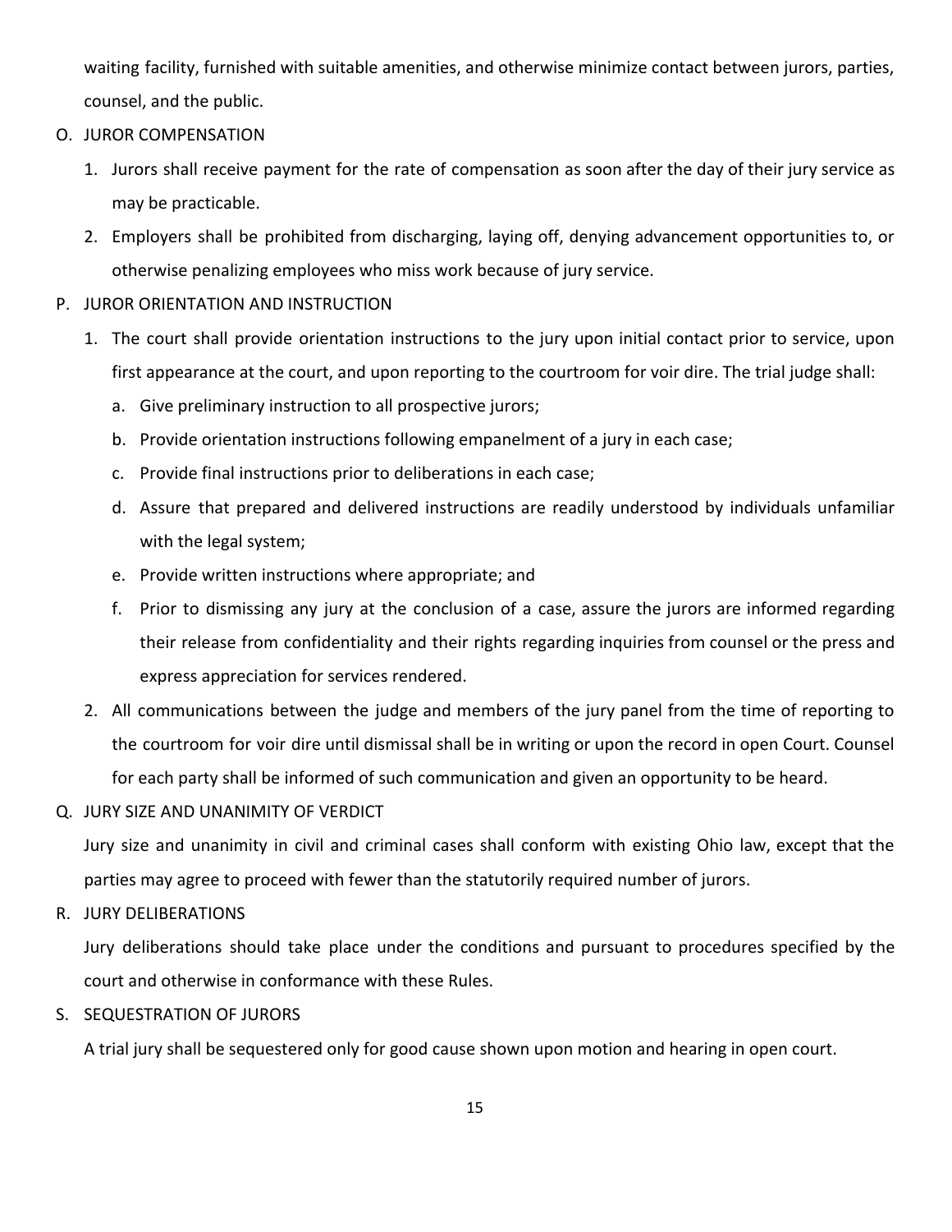waiting facility, furnished with suitable amenities, and otherwise minimize contact between jurors, parties, counsel, and the public.

O. JUROR COMPENSATION

1. Jurors shall receive payment for the rate of compensation as soon after the day of their jury service as may be practicable.
2. Employers shall be prohibited from discharging, laying off, denying advancement opportunities to, or otherwise penalizing employees who miss work because of jury service.

P. JUROR ORIENTATION AND INSTRUCTION

1. The court shall provide orientation instructions to the jury upon initial contact prior to service, upon first appearance at the court, and upon reporting to the courtroom for voir dire. The trial judge shall:
   a. Give preliminary instruction to all prospective jurors;
   b. Provide orientation instructions following empanelment of a jury in each case;
   c. Provide final instructions prior to deliberations in each case;
   d. Assure that prepared and delivered instructions are readily understood by individuals unfamiliar with the legal system;
   e. Provide written instructions where appropriate; and
   f. Prior to dismissing any jury at the conclusion of a case, assure the jurors are informed regarding their release from confidentiality and their rights regarding inquiries from counsel or the press and express appreciation for services rendered.
2. All communications between the judge and members of the jury panel from the time of reporting to the courtroom for voir dire until dismissal shall be in writing or upon the record in open Court. Counsel for each party shall be informed of such communication and given an opportunity to be heard.

Q. JURY SIZE AND UNANIMITY OF VERDICT

Jury size and unanimity in civil and criminal cases shall conform with existing Ohio law, except that the parties may agree to proceed with fewer than the statutorily required number of jurors.

R. JURY DELIBERATIONS

Jury deliberations should take place under the conditions and pursuant to procedures specified by the court and otherwise in conformance with these Rules.

S. SEQUESTRATION OF JURORS

A trial jury shall be sequestered only for good cause shown upon motion and hearing in open court.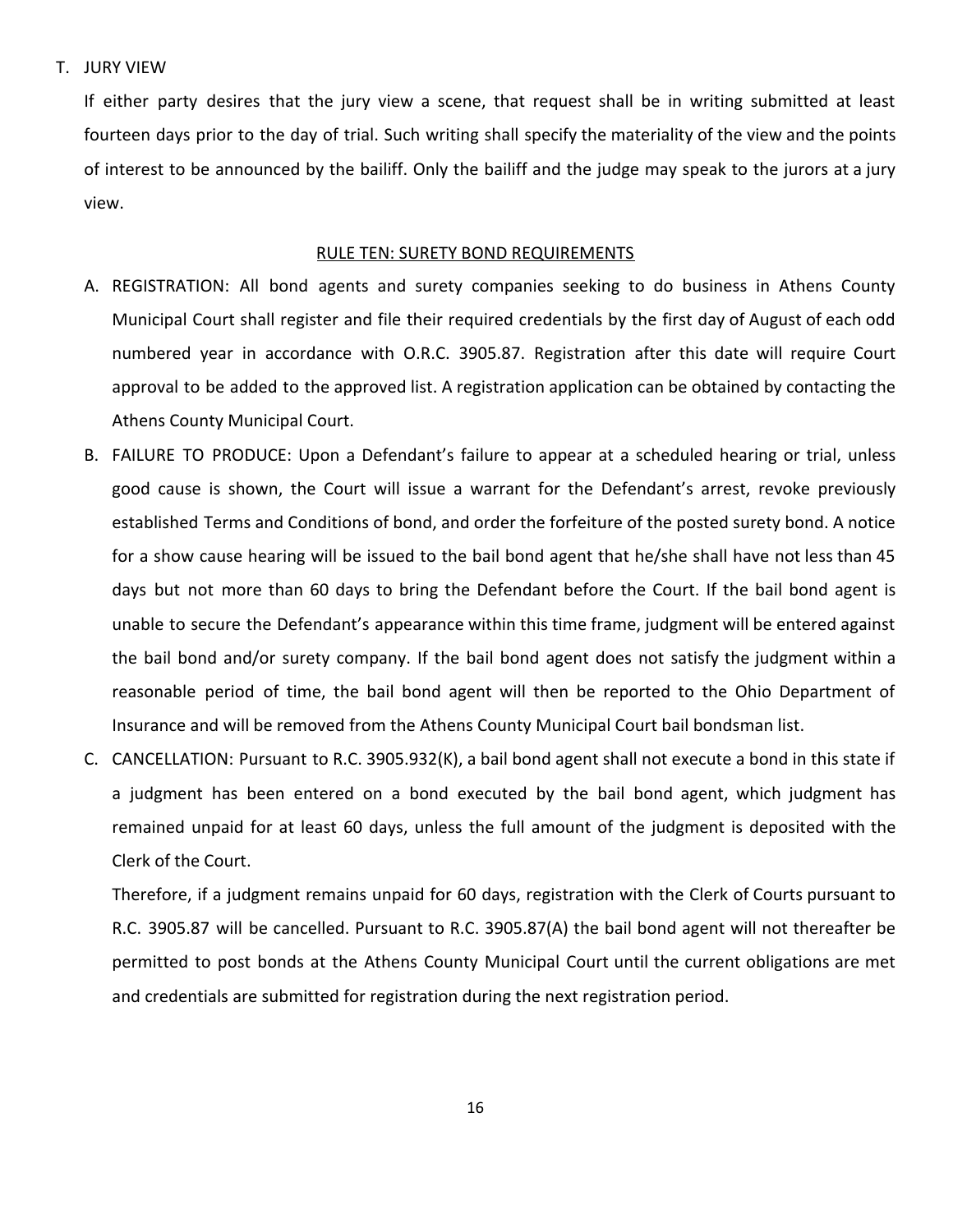T. JURY VIEW

If either party desires that the jury view a scene, that request shall be in writing submitted at least fourteen days prior to the day of trial. Such writing shall specify the materiality of the view and the points of interest to be announced by the bailiff. Only the bailiff and the judge may speak to the jurors at a jury view.

## RULE TEN: SURETY BOND REQUIREMENTS

A. REGISTRATION: All bond agents and surety companies seeking to do business in Athens County Municipal Court shall register and file their required credentials by the first day of August of each odd numbered year in accordance with O.R.C. 3905.87. Registration after this date will require Court approval to be added to the approved list. A registration application can be obtained by contacting the Athens County Municipal Court.

B. FAILURE TO PRODUCE: Upon a Defendant's failure to appear at a scheduled hearing or trial, unless good cause is shown, the Court will issue a warrant for the Defendant's arrest, revoke previously established Terms and Conditions of bond, and order the forfeiture of the posted surety bond. A notice for a show cause hearing will be issued to the bail bond agent that he/she shall have not less than 45 days but not more than 60 days to bring the Defendant before the Court. If the bail bond agent is unable to secure the Defendant's appearance within this time frame, judgment will be entered against the bail bond and/or surety company. If the bail bond agent does not satisfy the judgment within a reasonable period of time, the bail bond agent will then be reported to the Ohio Department of Insurance and will be removed from the Athens County Municipal Court bail bondsman list.

C. CANCELLATION: Pursuant to R.C. 3905.932(K), a bail bond agent shall not execute a bond in this state if a judgment has been entered on a bond executed by the bail bond agent, which judgment has remained unpaid for at least 60 days, unless the full amount of the judgment is deposited with the Clerk of the Court.

   Therefore, if a judgment remains unpaid for 60 days, registration with the Clerk of Courts pursuant to R.C. 3905.87 will be cancelled. Pursuant to R.C. 3905.87(A) the bail bond agent will not thereafter be permitted to post bonds at the Athens County Municipal Court until the current obligations are met and credentials are submitted for registration during the next registration period.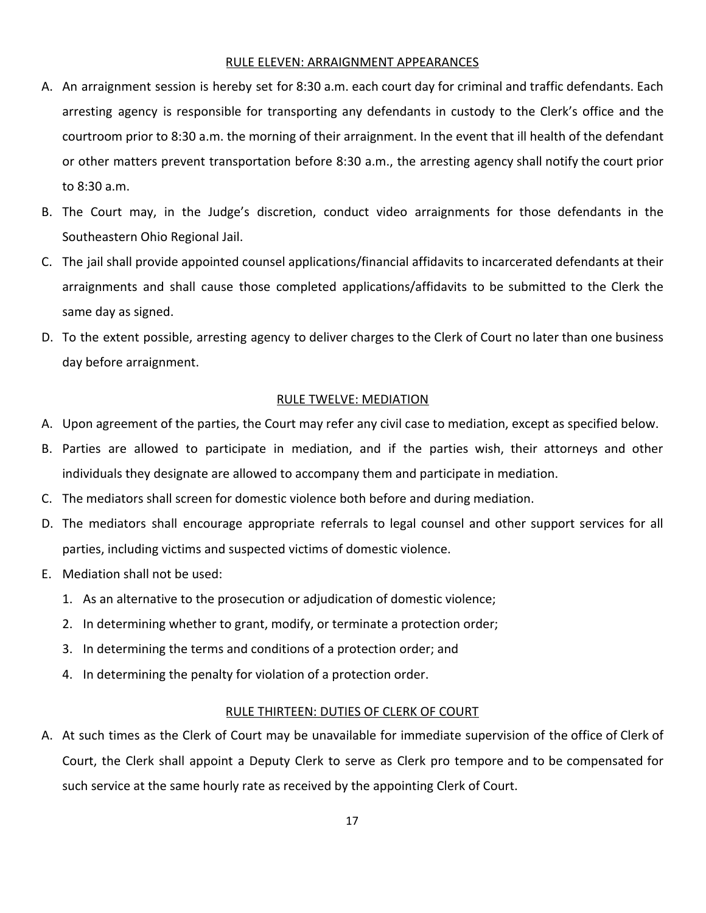## RULE ELEVEN: ARRAIGNMENT APPEARANCES

A. An arraignment session is hereby set for 8:30 a.m. each court day for criminal and traffic defendants. Each arresting agency is responsible for transporting any defendants in custody to the Clerk's office and the courtroom prior to 8:30 a.m. the morning of their arraignment. In the event that ill health of the defendant or other matters prevent transportation before 8:30 a.m., the arresting agency shall notify the court prior to 8:30 a.m.

B. The Court may, in the Judge's discretion, conduct video arraignments for those defendants in the Southeastern Ohio Regional Jail.

C. The jail shall provide appointed counsel applications/financial affidavits to incarcerated defendants at their arraignments and shall cause those completed applications/affidavits to be submitted to the Clerk the same day as signed.

D. To the extent possible, arresting agency to deliver charges to the Clerk of Court no later than one business day before arraignment.

## RULE TWELVE: MEDIATION

A. Upon agreement of the parties, the Court may refer any civil case to mediation, except as specified below.

B. Parties are allowed to participate in mediation, and if the parties wish, their attorneys and other individuals they designate are allowed to accompany them and participate in mediation.

C. The mediators shall screen for domestic violence both before and during mediation.

D. The mediators shall encourage appropriate referrals to legal counsel and other support services for all parties, including victims and suspected victims of domestic violence.

E. Mediation shall not be used:

   1. As an alternative to the prosecution or adjudication of domestic violence;
   2. In determining whether to grant, modify, or terminate a protection order;
   3. In determining the terms and conditions of a protection order; and
   4. In determining the penalty for violation of a protection order.

## RULE THIRTEEN: DUTIES OF CLERK OF COURT

A. At such times as the Clerk of Court may be unavailable for immediate supervision of the office of Clerk of Court, the Clerk shall appoint a Deputy Clerk to serve as Clerk pro tempore and to be compensated for such service at the same hourly rate as received by the appointing Clerk of Court.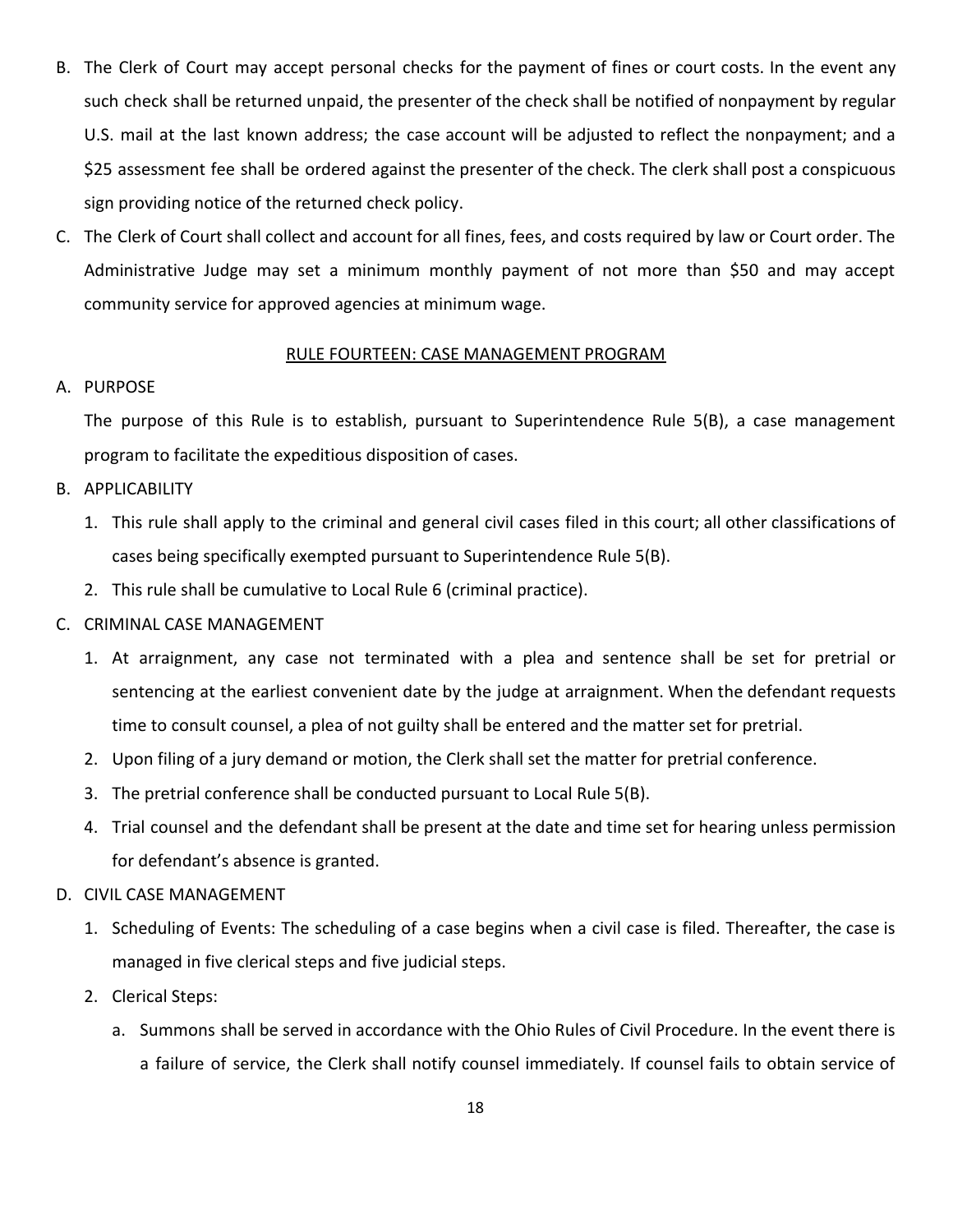B. The Clerk of Court may accept personal checks for the payment of fines or court costs. In the event any such check shall be returned unpaid, the presenter of the check shall be notified of nonpayment by regular U.S. mail at the last known address; the case account will be adjusted to reflect the nonpayment; and a $25 assessment fee shall be ordered against the presenter of the check. The clerk shall post a conspicuous sign providing notice of the returned check policy.

C. The Clerk of Court shall collect and account for all fines, fees, and costs required by law or Court order. The Administrative Judge may set a minimum monthly payment of not more than $50 and may accept community service for approved agencies at minimum wage.

## RULE FOURTEEN: CASE MANAGEMENT PROGRAM

A. PURPOSE

The purpose of this Rule is to establish, pursuant to Superintendence Rule 5(B), a case management program to facilitate the expeditious disposition of cases.

B. APPLICABILITY

1. This rule shall apply to the criminal and general civil cases filed in this court; all other classifications of cases being specifically exempted pursuant to Superintendence Rule 5(B).
2. This rule shall be cumulative to Local Rule 6 (criminal practice).

C. CRIMINAL CASE MANAGEMENT

1. At arraignment, any case not terminated with a plea and sentence shall be set for pretrial or sentencing at the earliest convenient date by the judge at arraignment. When the defendant requests time to consult counsel, a plea of not guilty shall be entered and the matter set for pretrial.
2. Upon filing of a jury demand or motion, the Clerk shall set the matter for pretrial conference.
3. The pretrial conference shall be conducted pursuant to Local Rule 5(B).
4. Trial counsel and the defendant shall be present at the date and time set for hearing unless permission for defendant's absence is granted.

D. CIVIL CASE MANAGEMENT

1. Scheduling of Events: The scheduling of a case begins when a civil case is filed. Thereafter, the case is managed in five clerical steps and five judicial steps.
2. Clerical Steps:
   a. Summons shall be served in accordance with the Ohio Rules of Civil Procedure. In the event there is a failure of service, the Clerk shall notify counsel immediately. If counsel fails to obtain service of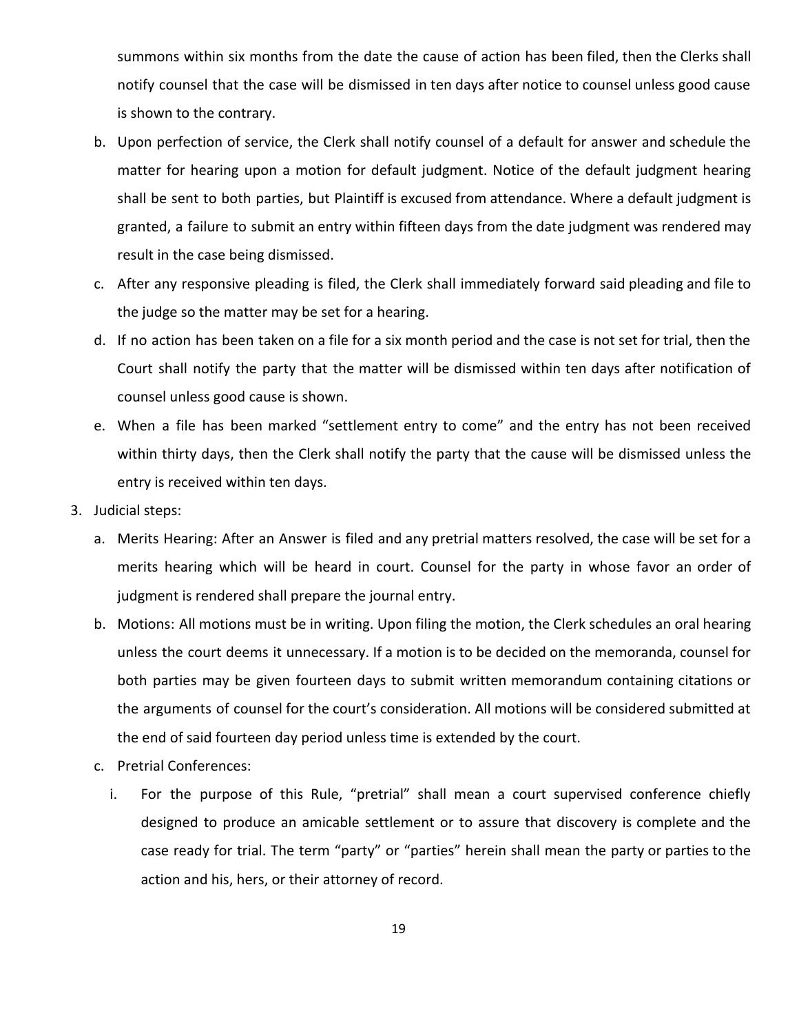summons within six months from the date the cause of action has been filed, then the Clerks shall notify counsel that the case will be dismissed in ten days after notice to counsel unless good cause is shown to the contrary.

b. Upon perfection of service, the Clerk shall notify counsel of a default for answer and schedule the matter for hearing upon a motion for default judgment. Notice of the default judgment hearing shall be sent to both parties, but Plaintiff is excused from attendance. Where a default judgment is granted, a failure to submit an entry within fifteen days from the date judgment was rendered may result in the case being dismissed.

c. After any responsive pleading is filed, the Clerk shall immediately forward said pleading and file to the judge so the matter may be set for a hearing.

d. If no action has been taken on a file for a six month period and the case is not set for trial, then the Court shall notify the party that the matter will be dismissed within ten days after notification of counsel unless good cause is shown.

e. When a file has been marked "settlement entry to come" and the entry has not been received within thirty days, then the Clerk shall notify the party that the cause will be dismissed unless the entry is received within ten days.

3. Judicial steps:

   a. Merits Hearing: After an Answer is filed and any pretrial matters resolved, the case will be set for a merits hearing which will be heard in court. Counsel for the party in whose favor an order of judgment is rendered shall prepare the journal entry.

   b. Motions: All motions must be in writing. Upon filing the motion, the Clerk schedules an oral hearing unless the court deems it unnecessary. If a motion is to be decided on the memoranda, counsel for both parties may be given fourteen days to submit written memorandum containing citations or the arguments of counsel for the court's consideration. All motions will be considered submitted at the end of said fourteen day period unless time is extended by the court.

   c. Pretrial Conferences:

      i. For the purpose of this Rule, "pretrial" shall mean a court supervised conference chiefly designed to produce an amicable settlement or to assure that discovery is complete and the case ready for trial. The term "party" or "parties" herein shall mean the party or parties to the action and his, hers, or their attorney of record.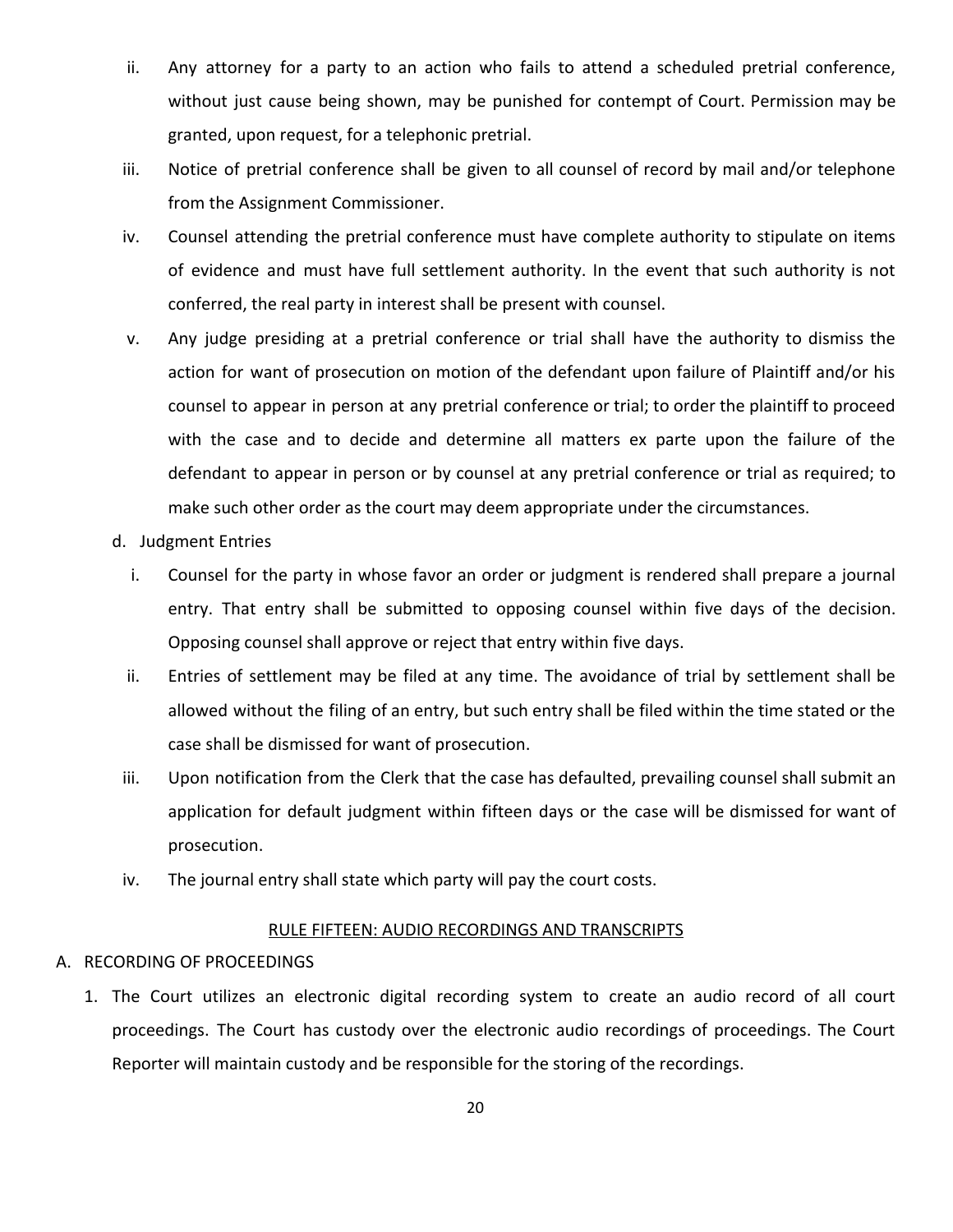ii. Any attorney for a party to an action who fails to attend a scheduled pretrial conference, without just cause being shown, may be punished for contempt of Court. Permission may be granted, upon request, for a telephonic pretrial.

iii. Notice of pretrial conference shall be given to all counsel of record by mail and/or telephone from the Assignment Commissioner.

iv. Counsel attending the pretrial conference must have complete authority to stipulate on items of evidence and must have full settlement authority. In the event that such authority is not conferred, the real party in interest shall be present with counsel.

v. Any judge presiding at a pretrial conference or trial shall have the authority to dismiss the action for want of prosecution on motion of the defendant upon failure of Plaintiff and/or his counsel to appear in person at any pretrial conference or trial; to order the plaintiff to proceed with the case and to decide and determine all matters ex parte upon the failure of the defendant to appear in person or by counsel at any pretrial conference or trial as required; to make such other order as the court may deem appropriate under the circumstances.

d. Judgment Entries

i. Counsel for the party in whose favor an order or judgment is rendered shall prepare a journal entry. That entry shall be submitted to opposing counsel within five days of the decision. Opposing counsel shall approve or reject that entry within five days.

ii. Entries of settlement may be filed at any time. The avoidance of trial by settlement shall be allowed without the filing of an entry, but such entry shall be filed within the time stated or the case shall be dismissed for want of prosecution.

iii. Upon notification from the Clerk that the case has defaulted, prevailing counsel shall submit an application for default judgment within fifteen days or the case will be dismissed for want of prosecution.

iv. The journal entry shall state which party will pay the court costs.

## RULE FIFTEEN: AUDIO RECORDINGS AND TRANSCRIPTS

A. RECORDING OF PROCEEDINGS

1. The Court utilizes an electronic digital recording system to create an audio record of all court proceedings. The Court has custody over the electronic audio recordings of proceedings. The Court Reporter will maintain custody and be responsible for the storing of the recordings.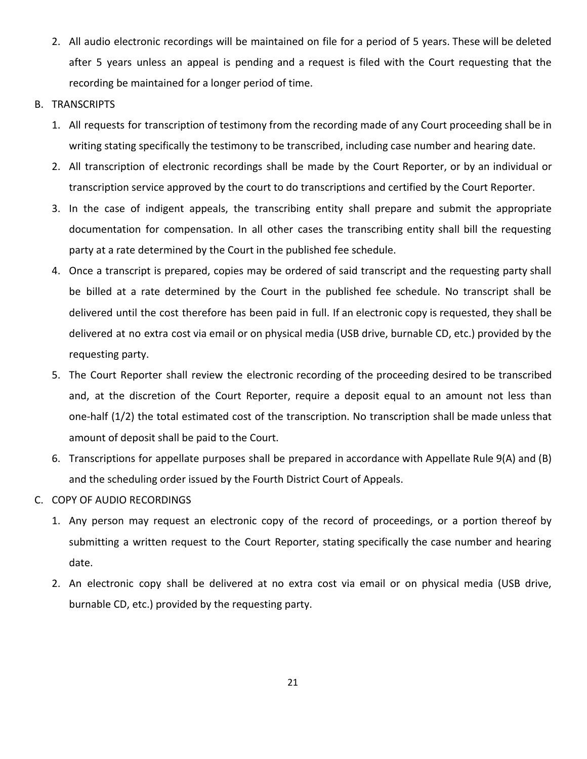2. All audio electronic recordings will be maintained on file for a period of 5 years. These will be deleted after 5 years unless an appeal is pending and a request is filed with the Court requesting that the recording be maintained for a longer period of time.

B. TRANSCRIPTS

1. All requests for transcription of testimony from the recording made of any Court proceeding shall be in writing stating specifically the testimony to be transcribed, including case number and hearing date.
2. All transcription of electronic recordings shall be made by the Court Reporter, or by an individual or transcription service approved by the court to do transcriptions and certified by the Court Reporter.
3. In the case of indigent appeals, the transcribing entity shall prepare and submit the appropriate documentation for compensation. In all other cases the transcribing entity shall bill the requesting party at a rate determined by the Court in the published fee schedule.
4. Once a transcript is prepared, copies may be ordered of said transcript and the requesting party shall be billed at a rate determined by the Court in the published fee schedule. No transcript shall be delivered until the cost therefore has been paid in full. If an electronic copy is requested, they shall be delivered at no extra cost via email or on physical media (USB drive, burnable CD, etc.) provided by the requesting party.
5. The Court Reporter shall review the electronic recording of the proceeding desired to be transcribed and, at the discretion of the Court Reporter, require a deposit equal to an amount not less than one-half (1/2) the total estimated cost of the transcription. No transcription shall be made unless that amount of deposit shall be paid to the Court.
6. Transcriptions for appellate purposes shall be prepared in accordance with Appellate Rule 9(A) and (B) and the scheduling order issued by the Fourth District Court of Appeals.

C. COPY OF AUDIO RECORDINGS

1. Any person may request an electronic copy of the record of proceedings, or a portion thereof by submitting a written request to the Court Reporter, stating specifically the case number and hearing date.
2. An electronic copy shall be delivered at no extra cost via email or on physical media (USB drive, burnable CD, etc.) provided by the requesting party.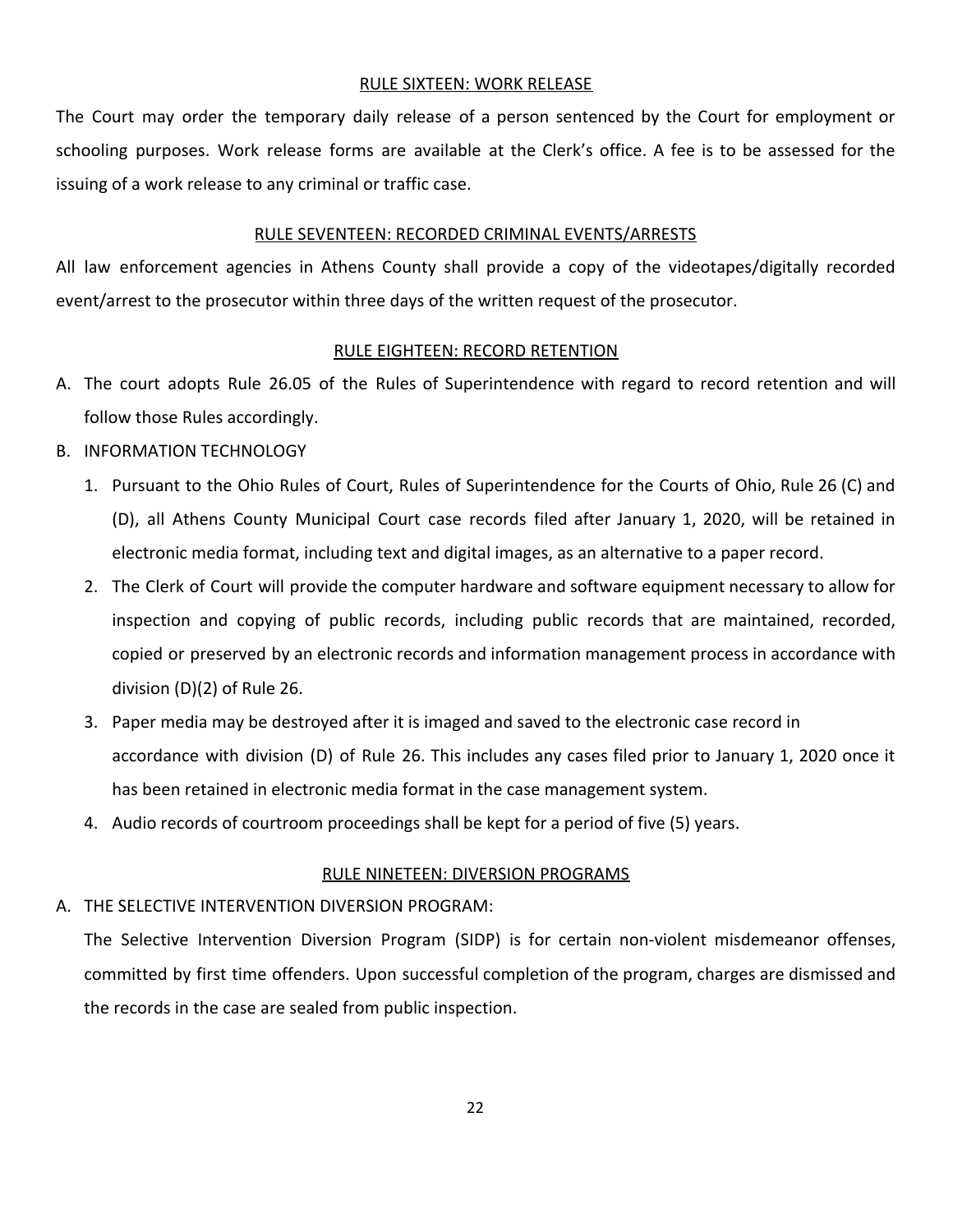## RULE SIXTEEN: WORK RELEASE

The Court may order the temporary daily release of a person sentenced by the Court for employment or schooling purposes. Work release forms are available at the Clerk's office. A fee is to be assessed for the issuing of a work release to any criminal or traffic case.

## RULE SEVENTEEN: RECORDED CRIMINAL EVENTS/ARRESTS

All law enforcement agencies in Athens County shall provide a copy of the videotapes/digitally recorded event/arrest to the prosecutor within three days of the written request of the prosecutor.

## RULE EIGHTEEN: RECORD RETENTION

A. The court adopts Rule 26.05 of the Rules of Superintendence with regard to record retention and will follow those Rules accordingly.

B. INFORMATION TECHNOLOGY

1. Pursuant to the Ohio Rules of Court, Rules of Superintendence for the Courts of Ohio, Rule 26 (C) and (D), all Athens County Municipal Court case records filed after January 1, 2020, will be retained in electronic media format, including text and digital images, as an alternative to a paper record.
2. The Clerk of Court will provide the computer hardware and software equipment necessary to allow for inspection and copying of public records, including public records that are maintained, recorded, copied or preserved by an electronic records and information management process in accordance with division (D)(2) of Rule 26.
3. Paper media may be destroyed after it is imaged and saved to the electronic case record in accordance with division (D) of Rule 26. This includes any cases filed prior to January 1, 2020 once it has been retained in electronic media format in the case management system.
4. Audio records of courtroom proceedings shall be kept for a period of five (5) years.

## RULE NINETEEN: DIVERSION PROGRAMS

A. THE SELECTIVE INTERVENTION DIVERSION PROGRAM:

The Selective Intervention Diversion Program (SIDP) is for certain non-violent misdemeanor offenses, committed by first time offenders. Upon successful completion of the program, charges are dismissed and the records in the case are sealed from public inspection.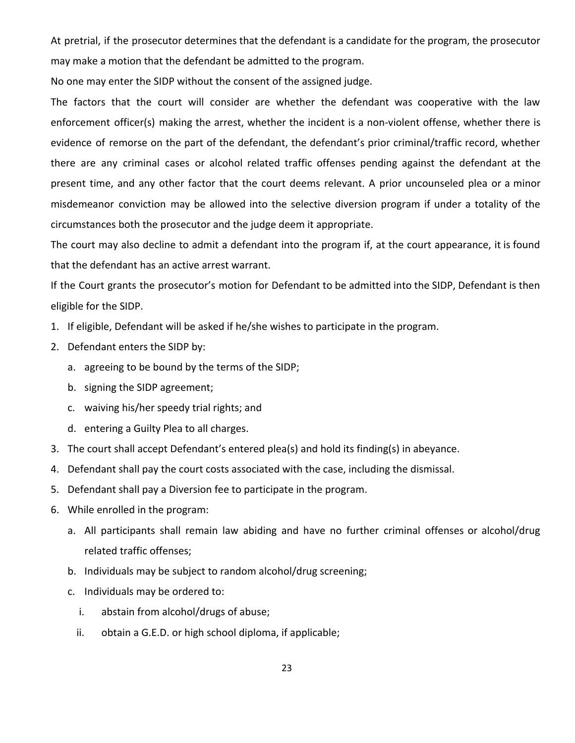At pretrial, if the prosecutor determines that the defendant is a candidate for the program, the prosecutor may make a motion that the defendant be admitted to the program.

No one may enter the SIDP without the consent of the assigned judge.

The factors that the court will consider are whether the defendant was cooperative with the law enforcement officer(s) making the arrest, whether the incident is a non-violent offense, whether there is evidence of remorse on the part of the defendant, the defendant's prior criminal/traffic record, whether there are any criminal cases or alcohol related traffic offenses pending against the defendant at the present time, and any other factor that the court deems relevant. A prior uncounseled plea or a minor misdemeanor conviction may be allowed into the selective diversion program if under a totality of the circumstances both the prosecutor and the judge deem it appropriate.

The court may also decline to admit a defendant into the program if, at the court appearance, it is found that the defendant has an active arrest warrant.

If the Court grants the prosecutor's motion for Defendant to be admitted into the SIDP, Defendant is then eligible for the SIDP.

1. If eligible, Defendant will be asked if he/she wishes to participate in the program.
2. Defendant enters the SIDP by:
   a. agreeing to be bound by the terms of the SIDP;
   b. signing the SIDP agreement;
   c. waiving his/her speedy trial rights; and
   d. entering a Guilty Plea to all charges.
3. The court shall accept Defendant's entered plea(s) and hold its finding(s) in abeyance.
4. Defendant shall pay the court costs associated with the case, including the dismissal.
5. Defendant shall pay a Diversion fee to participate in the program.
6. While enrolled in the program:
   a. All participants shall remain law abiding and have no further criminal offenses or alcohol/drug related traffic offenses;
   b. Individuals may be subject to random alcohol/drug screening;
   c. Individuals may be ordered to:
      i. abstain from alcohol/drugs of abuse;
      ii. obtain a G.E.D. or high school diploma, if applicable;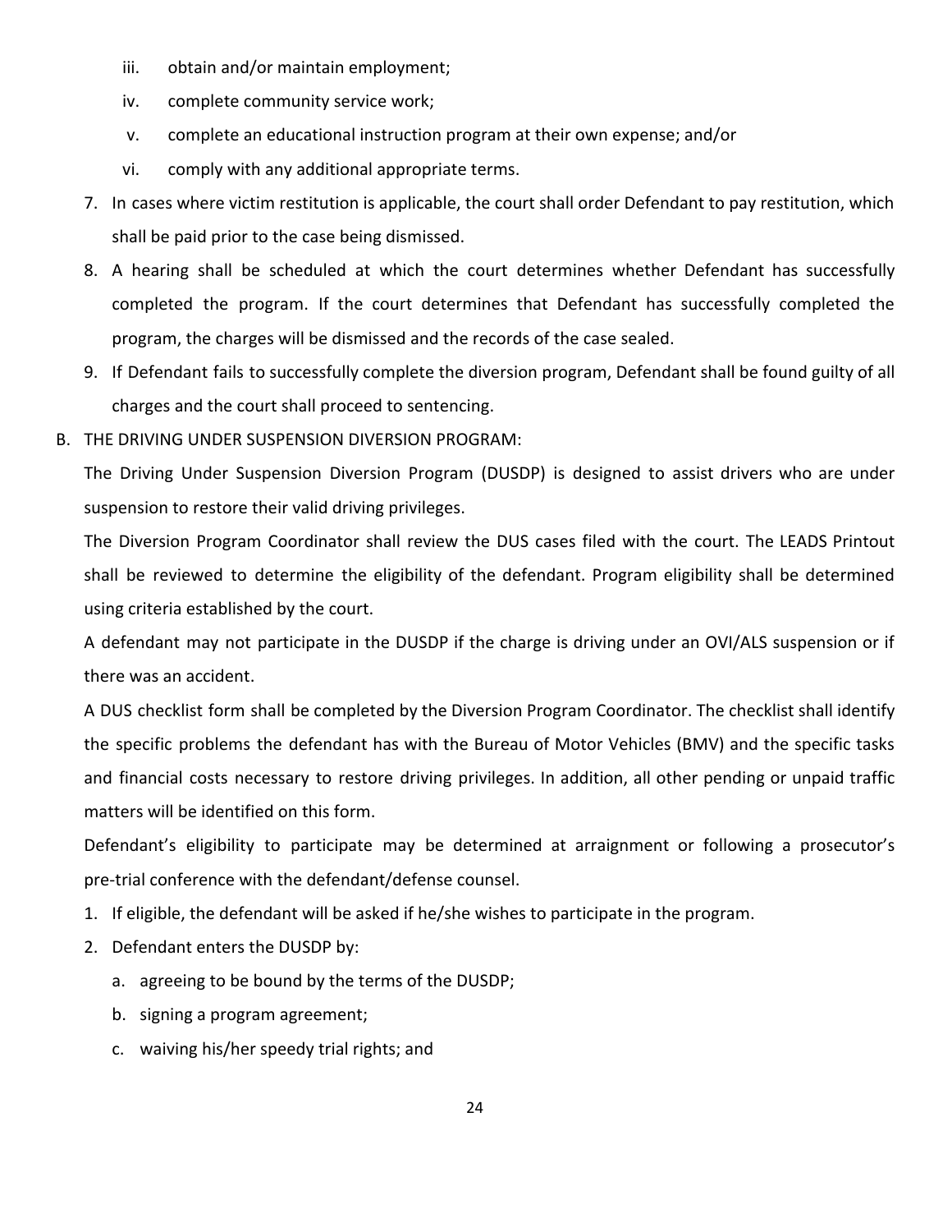iii. obtain and/or maintain employment;

   iv. complete community service work;

   v. complete an educational instruction program at their own expense; and/or

   vi. comply with any additional appropriate terms.

7. In cases where victim restitution is applicable, the court shall order Defendant to pay restitution, which shall be paid prior to the case being dismissed.
8. A hearing shall be scheduled at which the court determines whether Defendant has successfully completed the program. If the court determines that Defendant has successfully completed the program, the charges will be dismissed and the records of the case sealed.
9. If Defendant fails to successfully complete the diversion program, Defendant shall be found guilty of all charges and the court shall proceed to sentencing.

B. THE DRIVING UNDER SUSPENSION DIVERSION PROGRAM:

The Driving Under Suspension Diversion Program (DUSDP) is designed to assist drivers who are under suspension to restore their valid driving privileges.

The Diversion Program Coordinator shall review the DUS cases filed with the court. The LEADS Printout shall be reviewed to determine the eligibility of the defendant. Program eligibility shall be determined using criteria established by the court.

A defendant may not participate in the DUSDP if the charge is driving under an OVI/ALS suspension or if there was an accident.

A DUS checklist form shall be completed by the Diversion Program Coordinator. The checklist shall identify the specific problems the defendant has with the Bureau of Motor Vehicles (BMV) and the specific tasks and financial costs necessary to restore driving privileges. In addition, all other pending or unpaid traffic matters will be identified on this form.

Defendant's eligibility to participate may be determined at arraignment or following a prosecutor's pre-trial conference with the defendant/defense counsel.

1. If eligible, the defendant will be asked if he/she wishes to participate in the program.
2. Defendant enters the DUSDP by:
   a. agreeing to be bound by the terms of the DUSDP;
   b. signing a program agreement;
   c. waiving his/her speedy trial rights; and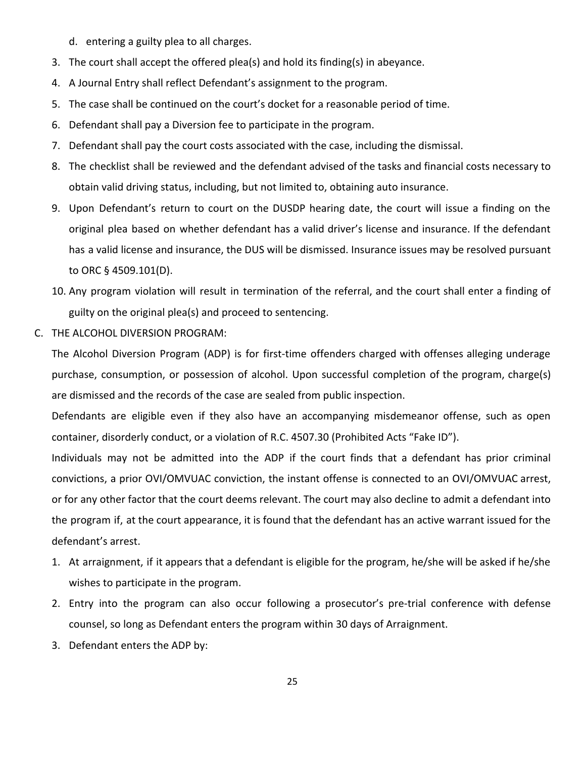d. entering a guilty plea to all charges.

3. The court shall accept the offered plea(s) and hold its finding(s) in abeyance.
4. A Journal Entry shall reflect Defendant's assignment to the program.
5. The case shall be continued on the court's docket for a reasonable period of time.
6. Defendant shall pay a Diversion fee to participate in the program.
7. Defendant shall pay the court costs associated with the case, including the dismissal.
8. The checklist shall be reviewed and the defendant advised of the tasks and financial costs necessary to obtain valid driving status, including, but not limited to, obtaining auto insurance.
9. Upon Defendant's return to court on the DUSDP hearing date, the court will issue a finding on the original plea based on whether defendant has a valid driver's license and insurance. If the defendant has a valid license and insurance, the DUS will be dismissed. Insurance issues may be resolved pursuant to ORC § 4509.101(D).
10. Any program violation will result in termination of the referral, and the court shall enter a finding of guilty on the original plea(s) and proceed to sentencing.

C. THE ALCOHOL DIVERSION PROGRAM:

The Alcohol Diversion Program (ADP) is for first-time offenders charged with offenses alleging underage purchase, consumption, or possession of alcohol. Upon successful completion of the program, charge(s) are dismissed and the records of the case are sealed from public inspection.

Defendants are eligible even if they also have an accompanying misdemeanor offense, such as open container, disorderly conduct, or a violation of R.C. 4507.30 (Prohibited Acts "Fake ID").

Individuals may not be admitted into the ADP if the court finds that a defendant has prior criminal convictions, a prior OVI/OMVUAC conviction, the instant offense is connected to an OVI/OMVUAC arrest, or for any other factor that the court deems relevant. The court may also decline to admit a defendant into the program if, at the court appearance, it is found that the defendant has an active warrant issued for the defendant's arrest.

1. At arraignment, if it appears that a defendant is eligible for the program, he/she will be asked if he/she wishes to participate in the program.
2. Entry into the program can also occur following a prosecutor's pre-trial conference with defense counsel, so long as Defendant enters the program within 30 days of Arraignment.
3. Defendant enters the ADP by: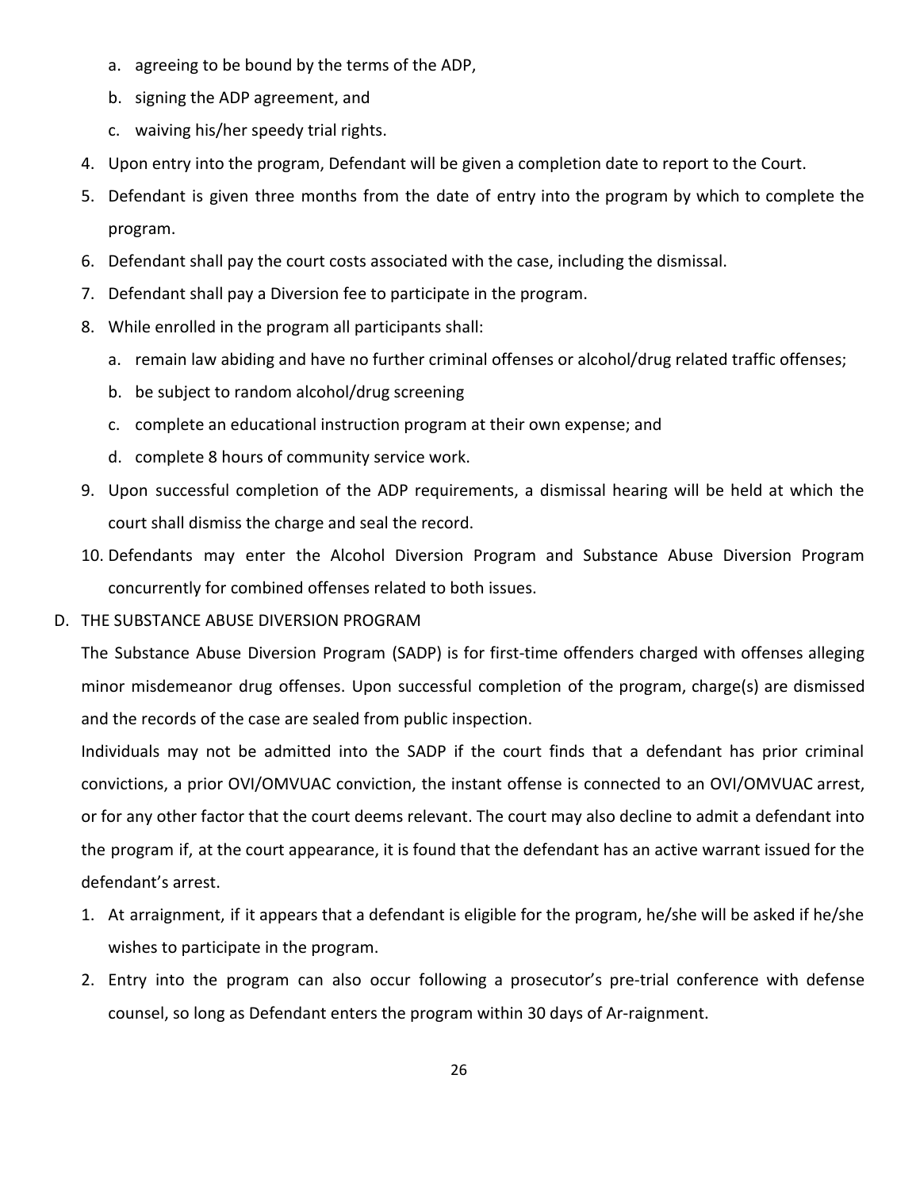a. agreeing to be bound by the terms of the ADP,
b. signing the ADP agreement, and
c. waiving his/her speedy trial rights.

4. Upon entry into the program, Defendant will be given a completion date to report to the Court.
5. Defendant is given three months from the date of entry into the program by which to complete the program.
6. Defendant shall pay the court costs associated with the case, including the dismissal.
7. Defendant shall pay a Diversion fee to participate in the program.
8. While enrolled in the program all participants shall:
   a. remain law abiding and have no further criminal offenses or alcohol/drug related traffic offenses;
   b. be subject to random alcohol/drug screening
   c. complete an educational instruction program at their own expense; and
   d. complete 8 hours of community service work.
9. Upon successful completion of the ADP requirements, a dismissal hearing will be held at which the court shall dismiss the charge and seal the record.
10. Defendants may enter the Alcohol Diversion Program and Substance Abuse Diversion Program concurrently for combined offenses related to both issues.

D. THE SUBSTANCE ABUSE DIVERSION PROGRAM

The Substance Abuse Diversion Program (SADP) is for first-time offenders charged with offenses alleging minor misdemeanor drug offenses. Upon successful completion of the program, charge(s) are dismissed and the records of the case are sealed from public inspection.

Individuals may not be admitted into the SADP if the court finds that a defendant has prior criminal convictions, a prior OVI/OMVUAC conviction, the instant offense is connected to an OVI/OMVUAC arrest, or for any other factor that the court deems relevant. The court may also decline to admit a defendant into the program if, at the court appearance, it is found that the defendant has an active warrant issued for the defendant's arrest.

1. At arraignment, if it appears that a defendant is eligible for the program, he/she will be asked if he/she wishes to participate in the program.
2. Entry into the program can also occur following a prosecutor's pre-trial conference with defense counsel, so long as Defendant enters the program within 30 days of Ar-raignment.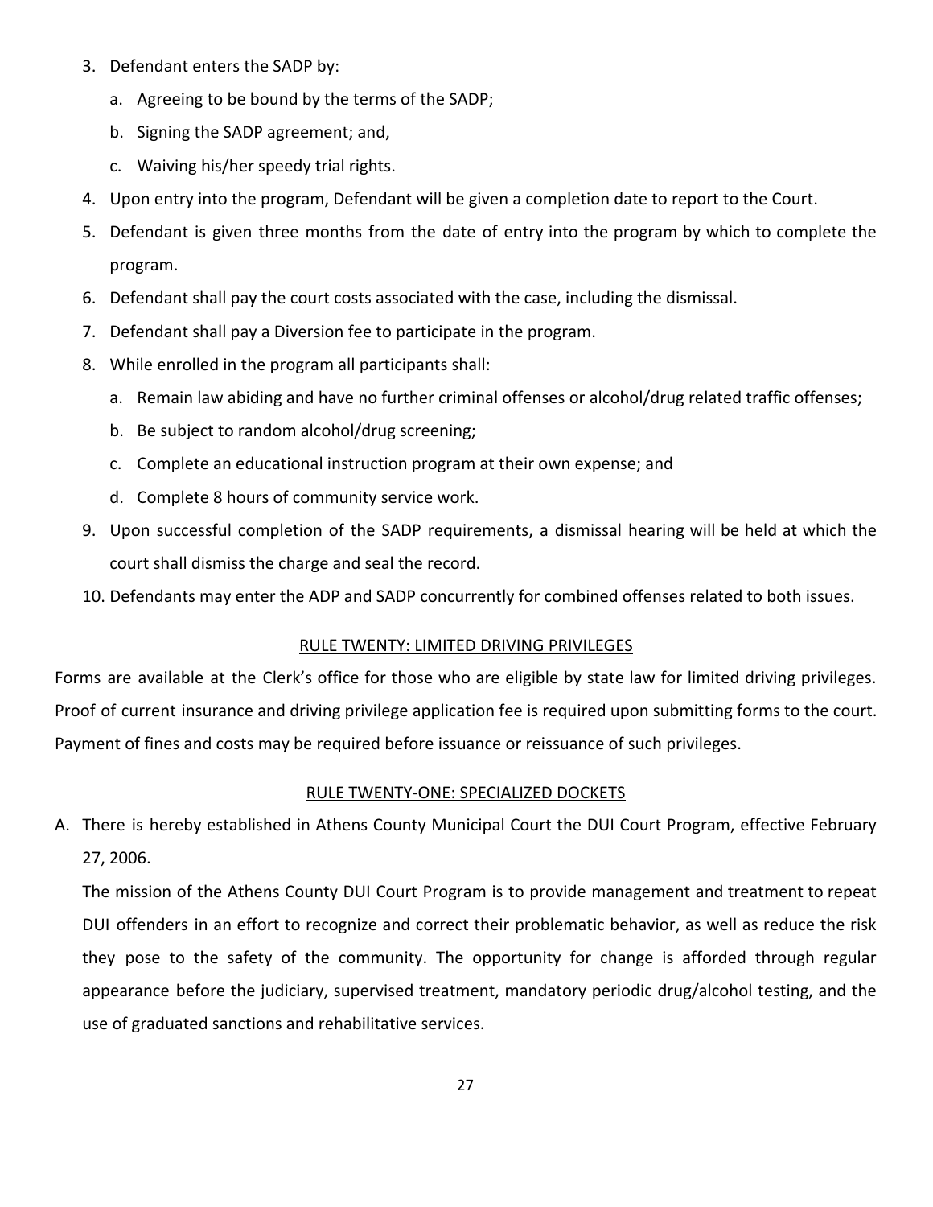3. Defendant enters the SADP by:
   a. Agreeing to be bound by the terms of the SADP;
   b. Signing the SADP agreement; and,
   c. Waiving his/her speedy trial rights.
4. Upon entry into the program, Defendant will be given a completion date to report to the Court.
5. Defendant is given three months from the date of entry into the program by which to complete the program.
6. Defendant shall pay the court costs associated with the case, including the dismissal.
7. Defendant shall pay a Diversion fee to participate in the program.
8. While enrolled in the program all participants shall:
   a. Remain law abiding and have no further criminal offenses or alcohol/drug related traffic offenses;
   b. Be subject to random alcohol/drug screening;
   c. Complete an educational instruction program at their own expense; and
   d. Complete 8 hours of community service work.
9. Upon successful completion of the SADP requirements, a dismissal hearing will be held at which the court shall dismiss the charge and seal the record.
10. Defendants may enter the ADP and SADP concurrently for combined offenses related to both issues.

## RULE TWENTY: LIMITED DRIVING PRIVILEGES

Forms are available at the Clerk's office for those who are eligible by state law for limited driving privileges. Proof of current insurance and driving privilege application fee is required upon submitting forms to the court. Payment of fines and costs may be required before issuance or reissuance of such privileges.

## RULE TWENTY-ONE: SPECIALIZED DOCKETS

A. There is hereby established in Athens County Municipal Court the DUI Court Program, effective February 27, 2006.

   The mission of the Athens County DUI Court Program is to provide management and treatment to repeat DUI offenders in an effort to recognize and correct their problematic behavior, as well as reduce the risk they pose to the safety of the community. The opportunity for change is afforded through regular appearance before the judiciary, supervised treatment, mandatory periodic drug/alcohol testing, and the use of graduated sanctions and rehabilitative services.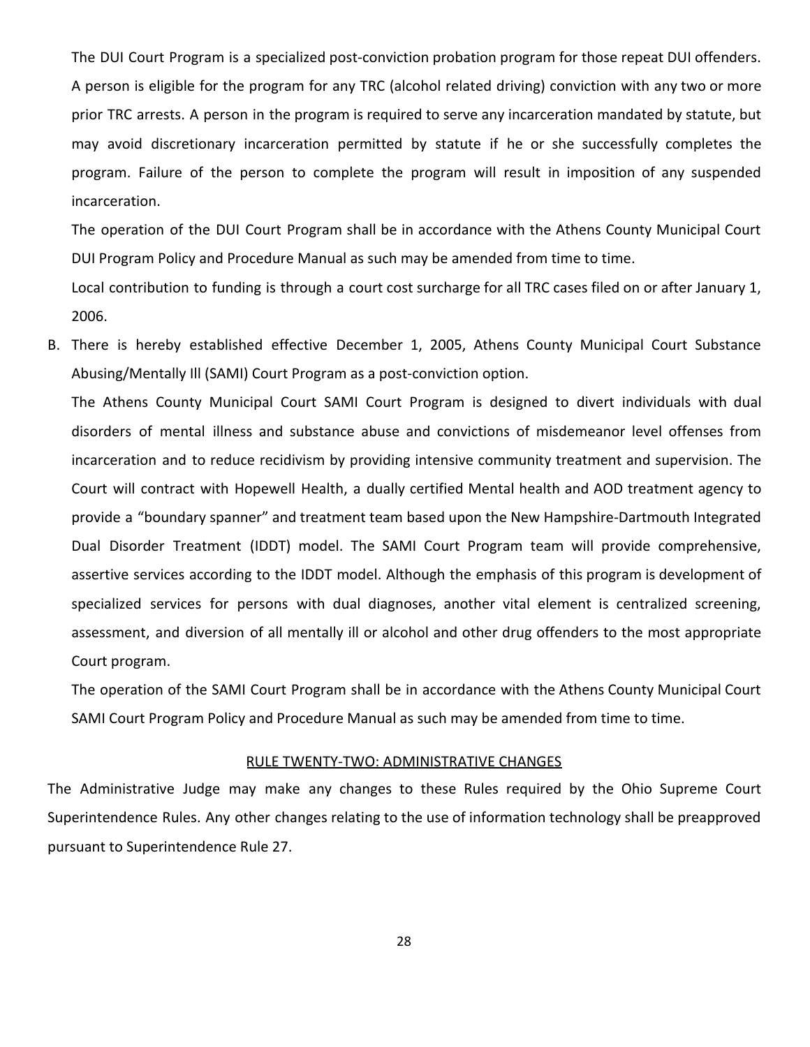The DUI Court Program is a specialized post-conviction probation program for those repeat DUI offenders. A person is eligible for the program for any TRC (alcohol related driving) conviction with any two or more prior TRC arrests. A person in the program is required to serve any incarceration mandated by statute, but may avoid discretionary incarceration permitted by statute if he or she successfully completes the program. Failure of the person to complete the program will result in imposition of any suspended incarceration.

The operation of the DUI Court Program shall be in accordance with the Athens County Municipal Court DUI Program Policy and Procedure Manual as such may be amended from time to time.

Local contribution to funding is through a court cost surcharge for all TRC cases filed on or after January 1, 2006.

B. There is hereby established effective December 1, 2005, Athens County Municipal Court Substance Abusing/Mentally Ill (SAMI) Court Program as a post-conviction option.

The Athens County Municipal Court SAMI Court Program is designed to divert individuals with dual disorders of mental illness and substance abuse and convictions of misdemeanor level offenses from incarceration and to reduce recidivism by providing intensive community treatment and supervision. The Court will contract with Hopewell Health, a dually certified Mental health and AOD treatment agency to provide a "boundary spanner" and treatment team based upon the New Hampshire-Dartmouth Integrated Dual Disorder Treatment (IDDT) model. The SAMI Court Program team will provide comprehensive, assertive services according to the IDDT model. Although the emphasis of this program is development of specialized services for persons with dual diagnoses, another vital element is centralized screening, assessment, and diversion of all mentally ill or alcohol and other drug offenders to the most appropriate Court program.

The operation of the SAMI Court Program shall be in accordance with the Athens County Municipal Court SAMI Court Program Policy and Procedure Manual as such may be amended from time to time.

## RULE TWENTY-TWO: ADMINISTRATIVE CHANGES

The Administrative Judge may make any changes to these Rules required by the Ohio Supreme Court Superintendence Rules. Any other changes relating to the use of information technology shall be preapproved pursuant to Superintendence Rule 27.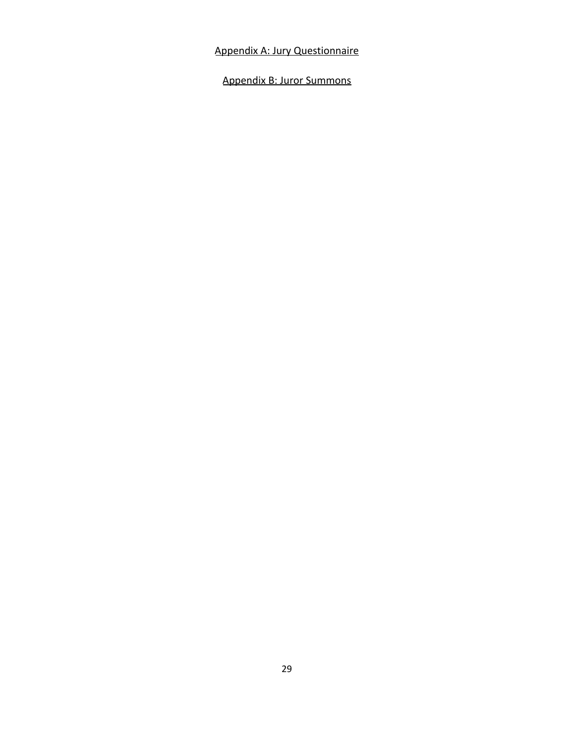<u>Appendix A: Jury Questionnaire</u>

<u>Appendix B: Juror Summons</u>